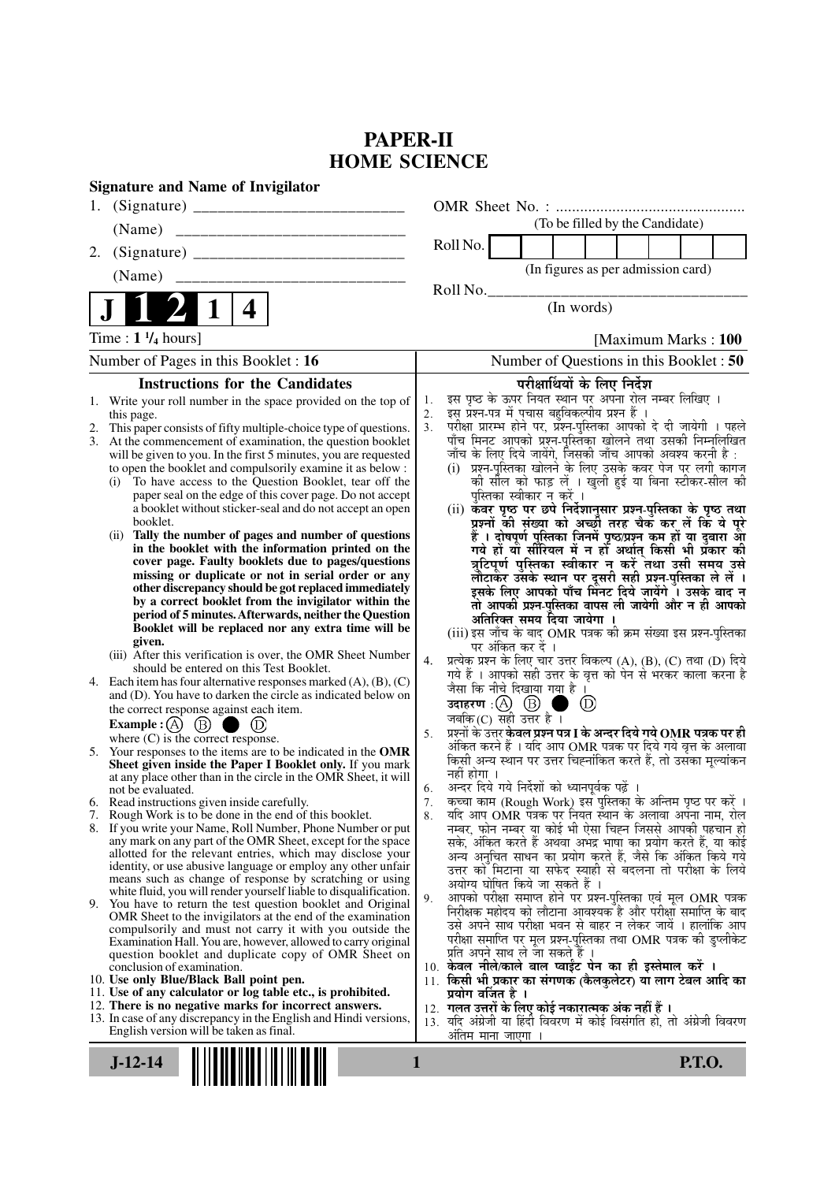# PAPER-II
# HOME SCIENCE

**Signature and Name of Invigilator**

1. (Signature) __________________________

   (Name) __________________________

2. (Signature) __________________________

   (Name) __________________________

**J 1 2 1 4**

OMR Sheet No. : ...............................................

(To be filled by the Candidate)

Roll No. | | | | | | | | |

(In figures as per admission card)

Roll No.________________________________

(In words)

Time : **1 ¼ hours**] [Maximum Marks : **100**

Number of Pages in this Booklet : **16**

Number of Questions in this Booklet : **50**

## Instructions for the Candidates

1. Write your roll number in the space provided on the top of this page.
2. This paper consists of fifty multiple-choice type of questions.
3. At the commencement of examination, the question booklet will be given to you. In the first 5 minutes, you are requested to open the booklet and compulsorily examine it as below :
   (i) To have access to the Question Booklet, tear off the paper seal on the edge of this cover page. Do not accept a booklet without sticker-seal and do not accept an open booklet.
   (ii) **Tally the number of pages and number of questions in the booklet with the information printed on the cover page. Faulty booklets due to pages/questions missing or duplicate or not in serial order or any other discrepancy should be got replaced immediately by a correct booklet from the invigilator within the period of 5 minutes. Afterwards, neither the Question Booklet will be replaced nor any extra time will be given.**
   (iii) After this verification is over, the OMR Sheet Number should be entered on this Test Booklet.
4. Each item has four alternative responses marked (A), (B), (C) and (D). You have to darken the circle as indicated below on the correct response against each item.
   **Example :** (A) (B) ● (D)
   where (C) is the correct response.
5. Your responses to the items are to be indicated in the **OMR Sheet given inside the Paper I Booklet only.** If you mark at any place other than in the circle in the OMR Sheet, it will not be evaluated.
6. Read instructions given inside carefully.
7. Rough Work is to be done in the end of this booklet.
8. If you write your Name, Roll Number, Phone Number or put any mark on any part of the OMR Sheet, except for the space allotted for the relevant entries, which may disclose your identity, or use abusive language or employ any other unfair means such as change of response by scratching or using white fluid, you will render yourself liable to disqualification.
9. You have to return the test question booklet and Original OMR Sheet to the invigilators at the end of the examination compulsorily and must not carry it with you outside the Examination Hall. You are, however, allowed to carry original question booklet and duplicate copy of OMR Sheet on conclusion of examination.
10. **Use only Blue/Black Ball point pen.**
11. **Use of any calculator or log table etc., is prohibited.**
12. **There is no negative marks for incorrect answers.**
13. In case of any discrepancy in the English and Hindi versions, English version will be taken as final.

## परीक्षार्थियों के लिए निर्देश

1. इस पृष्ठ के ऊपर नियत स्थान पर अपना रोल नम्बर लिखिए ।
2. इस प्रश्न-पत्र में पचास बहुविकल्पीय प्रश्न हैं ।
3. परीक्षा प्रारम्भ होने पर, प्रश्न-पुस्तिका आपको दे दी जायेगी । पहले पाँच मिनट आपको प्रश्न-पुस्तिका खोलने तथा उसकी निम्नलिखित जाँच के लिए दिये जायेंगे, जिसकी जाँच आपको अवश्य करनी है :
   (i) प्रश्न-पुस्तिका खोलने के लिए उसके कवर पेज पर लगी कागज की सील को फाड़ लें । खुली हुई या बिना स्टीकर-सील की पुस्तिका स्वीकार न करें ।
   (ii) **कवर पृष्ठ पर छपे निर्देशानुसार प्रश्न-पुस्तिका के पृष्ठ तथा प्रश्नों की संख्या को अच्छी तरह चैक कर लें कि ये पूरे हैं । दोषपूर्ण पुस्तिका जिनमें पृष्ठ/प्रश्न कम हों या दुबारा आ गये हों या सीरियल में न हों अर्थात् किसी भी प्रकार की त्रुटिपूर्ण पुस्तिका स्वीकार न करें तथा उसी समय उसे लौटाकर उसके स्थान पर दूसरी सही प्रश्न-पुस्तिका ले लें । इसके लिए आपको पाँच मिनट दिये जायेंगे । उसके बाद न तो आपकी प्रश्न-पुस्तिका वापस ली जायेगी और न ही आपको अतिरिक्त समय दिया जायेगा ।**
   (iii) इस जाँच के बाद OMR पत्रक की क्रम संख्या इस प्रश्न-पुस्तिका पर अंकित कर दें ।
4. प्रत्येक प्रश्न के लिए चार उत्तर विकल्प (A), (B), (C) तथा (D) दिये गये हैं । आपको सही उत्तर के वृत्त को पेन से भरकर काला करना है जैसा कि नीचे दिखाया गया है ।
   **उदाहरण :** (A) (B) ● (D)
   जबकि (C) सही उत्तर है ।
5. प्रश्नों के उत्तर **केवल प्रश्न पत्र I के अन्दर दिये गये OMR पत्रक पर ही** अंकित करने हैं । यदि आप OMR पत्रक पर दिये गये वृत्त के अलावा किसी अन्य स्थान पर उत्तर चिह्नांकित करते हैं, तो उसका मूल्यांकन नहीं होगा ।
6. अन्दर दिये गये निर्देशों को ध्यानपूर्वक पढ़ें ।
7. कच्चा काम (Rough Work) इस पुस्तिका के अन्तिम पृष्ठ पर करें ।
8. यदि आप OMR पत्रक पर नियत स्थान के अलावा अपना नाम, रोल नम्बर, फोन नम्बर या कोई भी ऐसा चिह्न जिससे आपकी पहचान हो सके, अंकित करते हैं अथवा अभद्र भाषा का प्रयोग करते हैं, या कोई अन्य अनुचित साधन का प्रयोग करते हैं, जैसे कि अंकित किये गये उत्तर को मिटाना या सफेद स्याही से बदलना तो परीक्षा के लिये अयोग्य घोषित किये जा सकते हैं ।
9. आपको परीक्षा समाप्त होने पर प्रश्न-पुस्तिका एवं मूल OMR पत्रक निरीक्षक महोदय को लौटाना आवश्यक है और परीक्षा समाप्ति के बाद उसे अपने साथ परीक्षा भवन से बाहर न लेकर जायें । हालांकि आप परीक्षा समाप्ति पर मूल प्रश्न-पुस्तिका तथा OMR पत्रक की डुप्लीकेट प्रति अपने साथ ले जा सकते हैं ।
10. **केवल नीले/काले बाल प्वाईंट पेन का ही इस्तेमाल करें ।**
11. **किसी भी प्रकार का संगणक (कैलकुलेटर) या लाग टेबल आदि का प्रयोग वर्जित है ।**
12. **गलत उत्तरों के लिए कोई नकारात्मक अंक नहीं हैं ।**
13. यदि अंग्रेजी या हिंदी विवरण में कोई विसंगति हो, तो अंग्रेजी विवरण अंतिम माना जाएगा ।

**J-12-14** **P.T.O.**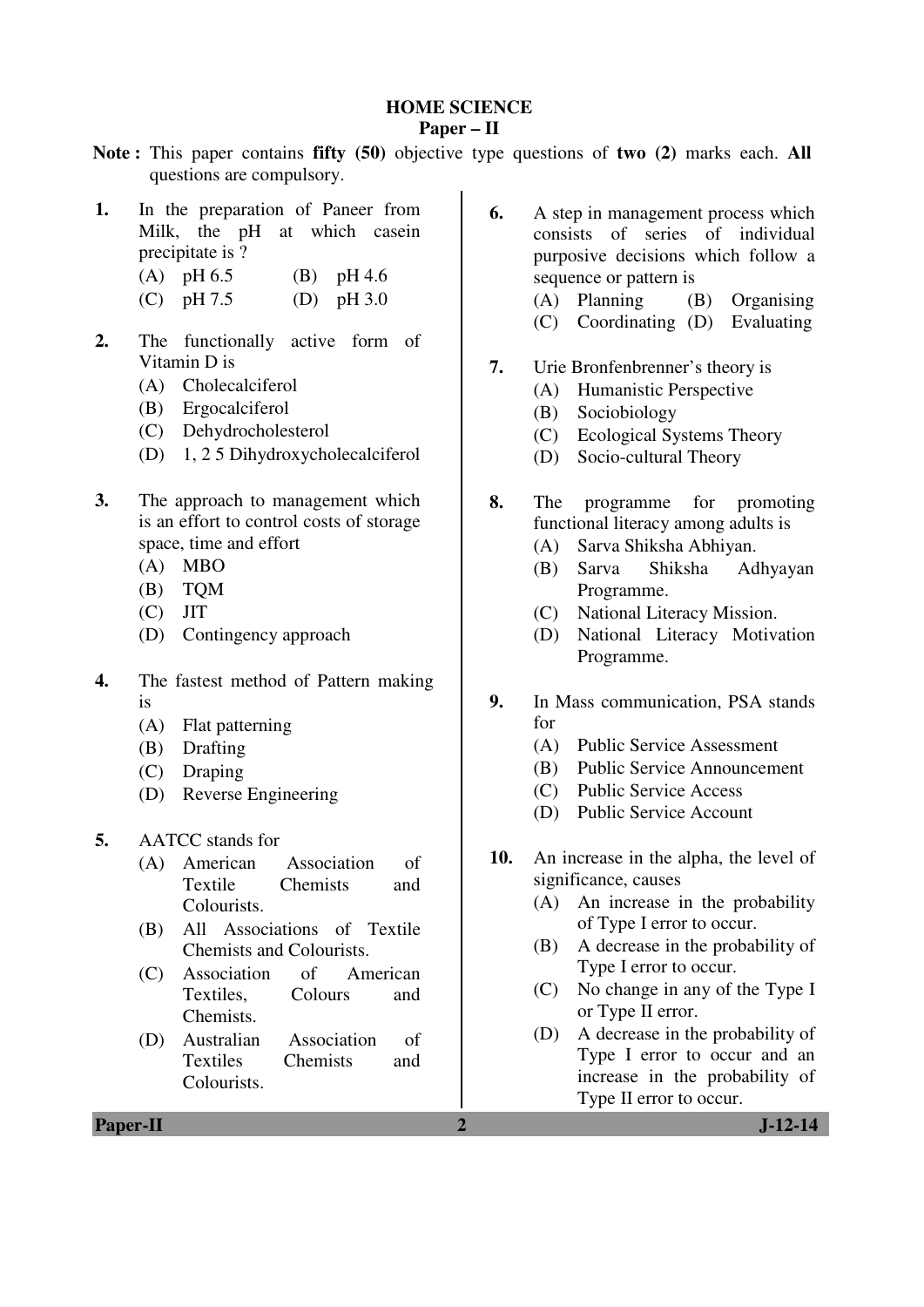# HOME SCIENCE

## Paper – II

**Note :** This paper contains **fifty (50)** objective type questions of **two (2)** marks each. **All** questions are compulsory.

**1.** In the preparation of Paneer from Milk, the pH at which casein precipitate is ?

(A) pH 6.5 (B) pH 4.6

(C) pH 7.5 (D) pH 3.0

**2.** The functionally active form of Vitamin D is

(A) Cholecalciferol

(B) Ergocalciferol

(C) Dehydrocholesterol

(D) 1, 2 5 Dihydroxycholecalciferol

**3.** The approach to management which is an effort to control costs of storage space, time and effort

(A) MBO

(B) TQM

(C) JIT

(D) Contingency approach

**4.** The fastest method of Pattern making is

(A) Flat patterning

(B) Drafting

(C) Draping

(D) Reverse Engineering

**5.** AATCC stands for

(A) American Association of Textile Chemists and Colourists.

(B) All Associations of Textile Chemists and Colourists.

(C) Association of American Textiles, Colours and Chemists.

(D) Australian Association of Textiles Chemists and Colourists.

**6.** A step in management process which consists of series of individual purposive decisions which follow a sequence or pattern is

(A) Planning (B) Organising

(C) Coordinating (D) Evaluating

**7.** Urie Bronfenbrenner's theory is

(A) Humanistic Perspective

(B) Sociobiology

(C) Ecological Systems Theory

(D) Socio-cultural Theory

**8.** The programme for promoting functional literacy among adults is

(A) Sarva Shiksha Abhiyan.

(B) Sarva Shiksha Adhyayan Programme.

(C) National Literacy Mission.

(D) National Literacy Motivation Programme.

**9.** In Mass communication, PSA stands for

(A) Public Service Assessment

(B) Public Service Announcement

(C) Public Service Access

(D) Public Service Account

**10.** An increase in the alpha, the level of significance, causes

(A) An increase in the probability of Type I error to occur.

(B) A decrease in the probability of Type I error to occur.

(C) No change in any of the Type I or Type II error.

(D) A decrease in the probability of Type I error to occur and an increase in the probability of Type II error to occur.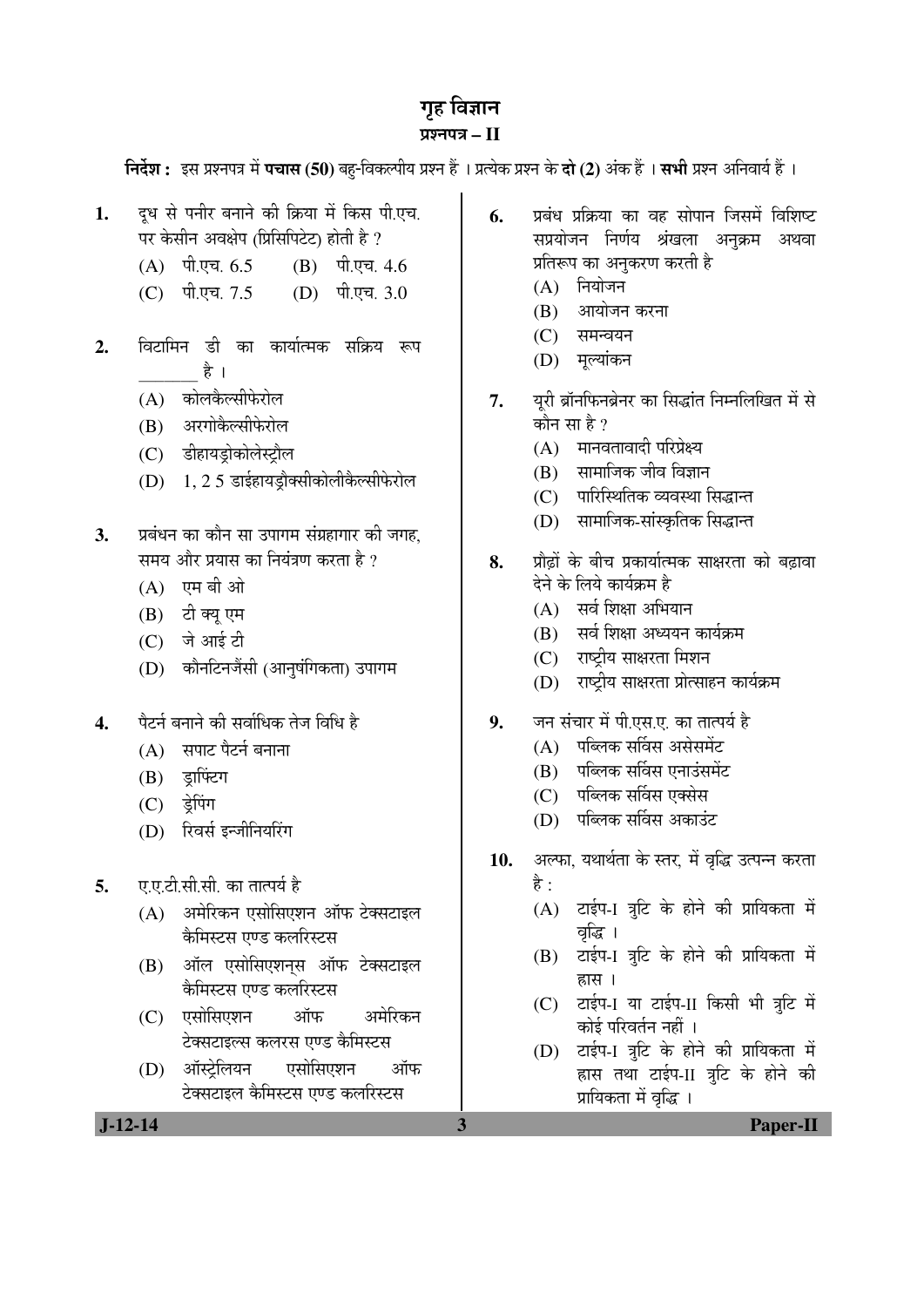# गृह विज्ञान

## प्रश्नपत्र – II

**निर्देश :** इस प्रश्नपत्र में **पचास (50)** बहु-विकल्पीय प्रश्न हैं । प्रत्येक प्रश्न के **दो (2)** अंक हैं । **सभी** प्रश्न अनिवार्य हैं ।

1. दूध से पनीर बनाने की क्रिया में किस पी.एच. पर केसीन अवक्षेप (प्रिसिपिटेट) होती है ?
   - (A) पी.एच. 6.5
   - (B) पी.एच. 4.6
   - (C) पी.एच. 7.5
   - (D) पी.एच. 3.0

2. विटामिन डी का कार्यात्मक सक्रिय रूप ________ है ।
   - (A) कोलकैल्सीफेरोल
   - (B) अरगोकैल्सीफेरोल
   - (C) डीहायड्रोकोलेस्ट्रौल
   - (D) 1, 2 5 डाईहायड्रौक्सीकोलीकैल्सीफेरोल

3. प्रबंधन का कौन सा उपागम संग्रहागार की जगह, समय और प्रयास का नियंत्रण करता है ?
   - (A) एम बी ओ
   - (B) टी क्यू एम
   - (C) जे आई टी
   - (D) कौनटिनजैंसी (आनुषंगिकता) उपागम

4. पैटर्न बनाने की सर्वाधिक तेज विधि है
   - (A) सपाट पैटर्न बनाना
   - (B) ड्राफ्टिंग
   - (C) ड्रेपिंग
   - (D) रिवर्स इन्जीनियरिंग

5. ए.ए.टी.सी.सी. का तात्पर्य है
   - (A) अमेरिकन एसोसिएशन ऑफ टेक्सटाइल कैमिस्टस एण्ड कलरिस्टस
   - (B) ऑल एसोसिएशन्स ऑफ टेक्सटाइल कैमिस्टस एण्ड कलरिस्टस
   - (C) एसोसिएशन ऑफ अमेरिकन टेक्सटाइल्स कलरस एण्ड कैमिस्टस
   - (D) ऑस्ट्रेलियन एसोसिएशन ऑफ टेक्सटाइल कैमिस्टस एण्ड कलरिस्टस

6. प्रबंध प्रक्रिया का वह सोपान जिसमें विशिष्ट सप्रयोजन निर्णय श्रंखला अनुक्रम अथवा प्रतिरूप का अनुकरण करती है
   - (A) नियोजन
   - (B) आयोजन करना
   - (C) समन्वयन
   - (D) मूल्यांकन

7. यूरी ब्रॉनफिनब्रेनर का सिद्धांत निम्नलिखित में से कौन सा है ?
   - (A) मानवतावादी परिप्रेक्ष्य
   - (B) सामाजिक जीव विज्ञान
   - (C) पारिस्थितिक व्यवस्था सिद्धान्त
   - (D) सामाजिक-सांस्कृतिक सिद्धान्त

8. प्रौढ़ों के बीच प्रकार्यात्मक साक्षरता को बढ़ावा देने के लिये कार्यक्रम है
   - (A) सर्व शिक्षा अभियान
   - (B) सर्व शिक्षा अध्ययन कार्यक्रम
   - (C) राष्ट्रीय साक्षरता मिशन
   - (D) राष्ट्रीय साक्षरता प्रोत्साहन कार्यक्रम

9. जन संचार में पी.एस.ए. का तात्पर्य है
   - (A) पब्लिक सर्विस असेसमेंट
   - (B) पब्लिक सर्विस एनाउंसमेंट
   - (C) पब्लिक सर्विस एक्सेस
   - (D) पब्लिक सर्विस अकाउंट

10. अल्फा, यथार्थता के स्तर, में वृद्धि उत्पन्न करता है :
    - (A) टाईप-I त्रुटि के होने की प्रायिकता में वृद्धि ।
    - (B) टाईप-I त्रुटि के होने की प्रायिकता में ह्रास ।
    - (C) टाईप-I या टाईप-II किसी भी त्रुटि में कोई परिवर्तन नहीं ।
    - (D) टाईप-I त्रुटि के होने की प्रायिकता में ह्रास तथा टाईप-II त्रुटि के होने की प्रायिकता में वृद्धि ।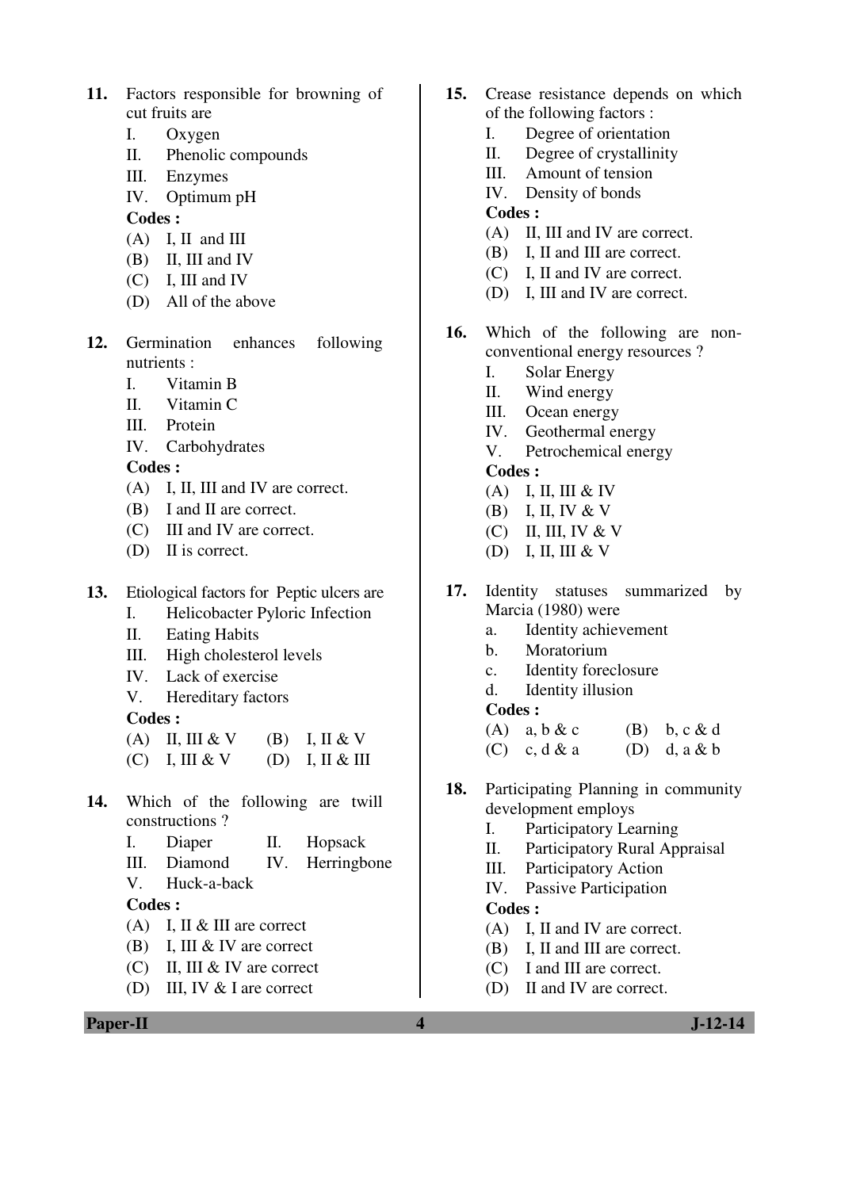11. Factors responsible for browning of cut fruits are

    I. Oxygen

    II. Phenolic compounds

    III. Enzymes

    IV. Optimum pH

    **Codes :**

    (A) I, II and III

    (B) II, III and IV

    (C) I, III and IV

    (D) All of the above

12. Germination enhances following nutrients :

    I. Vitamin B

    II. Vitamin C

    III. Protein

    IV. Carbohydrates

    **Codes :**

    (A) I, II, III and IV are correct.

    (B) I and II are correct.

    (C) III and IV are correct.

    (D) II is correct.

13. Etiological factors for Peptic ulcers are

    I. Helicobacter Pyloric Infection

    II. Eating Habits

    III. High cholesterol levels

    IV. Lack of exercise

    V. Hereditary factors

    **Codes :**

    (A) II, III & V (B) I, II & V

    (C) I, III & V (D) I, II & III

14. Which of the following are twill constructions ?

    I. Diaper II. Hopsack

    III. Diamond IV. Herringbone

    V. Huck-a-back

    **Codes :**

    (A) I, II & III are correct

    (B) I, III & IV are correct

    (C) II, III & IV are correct

    (D) III, IV & I are correct

15. Crease resistance depends on which of the following factors :

    I. Degree of orientation

    II. Degree of crystallinity

    III. Amount of tension

    IV. Density of bonds

    **Codes :**

    (A) II, III and IV are correct.

    (B) I, II and III are correct.

    (C) I, II and IV are correct.

    (D) I, III and IV are correct.

16. Which of the following are non-conventional energy resources ?

    I. Solar Energy

    II. Wind energy

    III. Ocean energy

    IV. Geothermal energy

    V. Petrochemical energy

    **Codes :**

    (A) I, II, III & IV

    (B) I, II, IV & V

    (C) II, III, IV & V

    (D) I, II, III & V

17. Identity statuses summarized by Marcia (1980) were

    a. Identity achievement

    b. Moratorium

    c. Identity foreclosure

    d. Identity illusion

    **Codes :**

    (A) a, b & c (B) b, c & d

    (C) c, d & a (D) d, a & b

18. Participating Planning in community development employs

    I. Participatory Learning

    II. Participatory Rural Appraisal

    III. Participatory Action

    IV. Passive Participation

    **Codes :**

    (A) I, II and IV are correct.

    (B) I, II and III are correct.

    (C) I and III are correct.

    (D) II and IV are correct.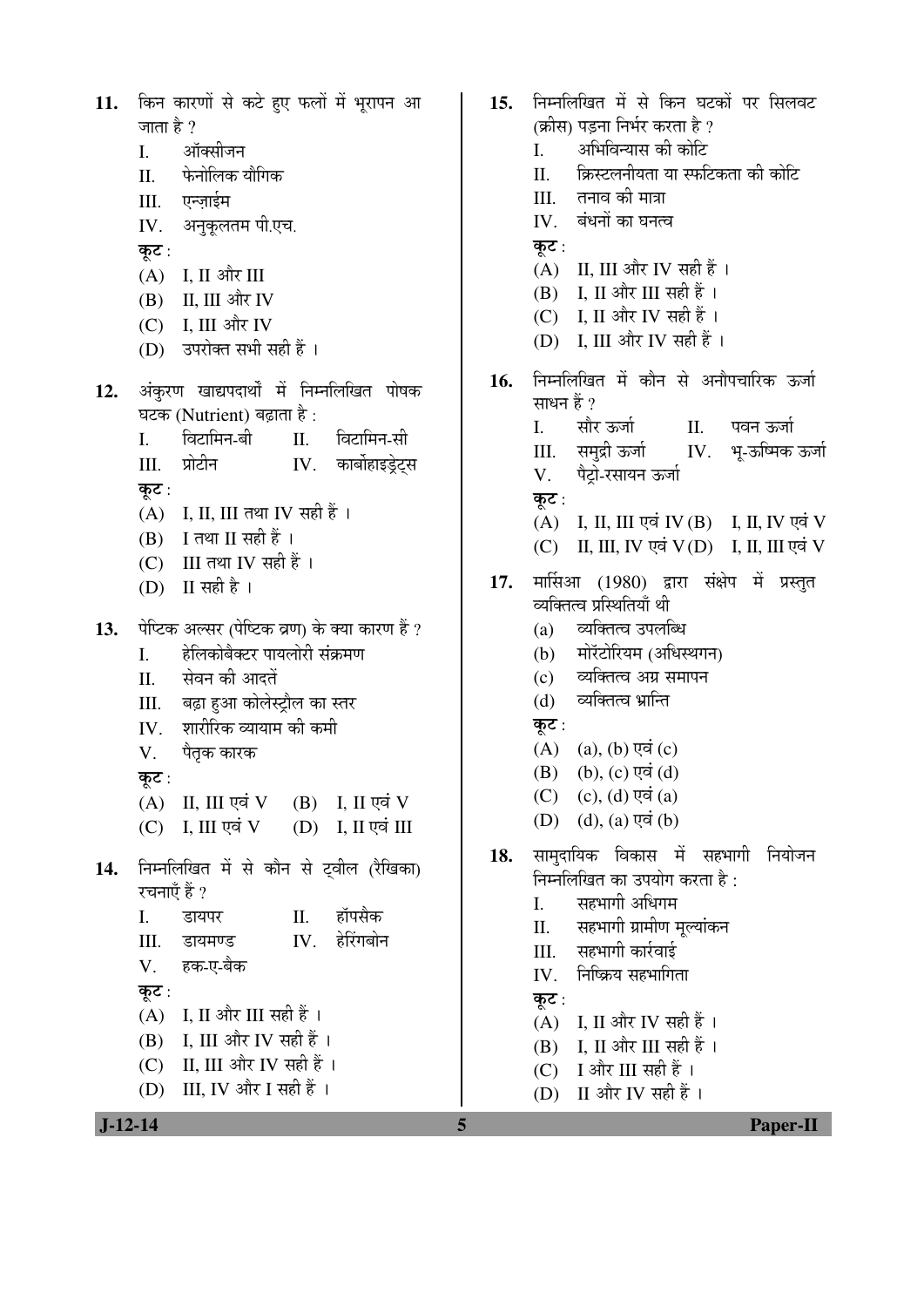11. किन कारणों से कटे हुए फलों में भूरापन आ जाता है ?

    I. ऑक्सीजन
    II. फेनोलिक यौगिक
    III. एन्ज़ाईम
    IV. अनुकूलतम पी.एच.

    **कूट** :
    (A) I, II और III
    (B) II, III और IV
    (C) I, III और IV
    (D) उपरोक्त सभी सही हैं ।

12. अंकुरण खाद्यपदार्थों में निम्नलिखित पोषक घटक (Nutrient) बढ़ाता है :

    I. विटामिन-बी
    II. विटामिन-सी
    III. प्रोटीन
    IV. कार्बोहाइड्रेट्स

    **कूट** :
    (A) I, II, III तथा IV सही हैं ।
    (B) I तथा II सही हैं ।
    (C) III तथा IV सही हैं ।
    (D) II सही है ।

13. पेप्टिक अल्सर (पेप्टिक व्रण) के क्या कारण हैं ?

    I. हेलिकोबैक्टर पायलोरी संक्रमण
    II. सेवन की आदतें
    III. बढ़ा हुआ कोलेस्ट्रौल का स्तर
    IV. शारीरिक व्यायाम की कमी
    V. पैतृक कारक

    **कूट** :
    (A) II, III एवं V
    (B) I, II एवं V
    (C) I, III एवं V
    (D) I, II एवं III

14. निम्नलिखित में से कौन से ट्वील (रैखिका) रचनाएँ हैं ?

    I. डायपर
    II. हॉपसैक
    III. डायमण्ड
    IV. हेरिंगबोन
    V. हक-ए-बैक

    **कूट** :
    (A) I, II और III सही हैं ।
    (B) I, III और IV सही हैं ।
    (C) II, III और IV सही हैं ।
    (D) III, IV और I सही हैं ।

15. निम्नलिखित में से किन घटकों पर सिलवट (क्रीस) पड़ना निर्भर करता है ?

    I. अभिविन्यास की कोटि
    II. क्रिस्टलनीयता या स्फटिकता की कोटि
    III. तनाव की मात्रा
    IV. बंधनों का घनत्व

    **कूट** :
    (A) II, III और IV सही हैं ।
    (B) I, II और III सही हैं ।
    (C) I, II और IV सही हैं ।
    (D) I, III और IV सही हैं ।

16. निम्नलिखित में कौन से अनौपचारिक ऊर्जा साधन हैं ?

    I. सौर ऊर्जा
    II. पवन ऊर्जा
    III. समुद्री ऊर्जा
    IV. भू-ऊष्मिक ऊर्जा
    V. पैट्रो-रसायन ऊर्जा

    **कूट** :
    (A) I, II, III एवं IV
    (B) I, II, IV एवं V
    (C) II, III, IV एवं V
    (D) I, II, III एवं V

17. मार्सिआ (1980) द्वारा संक्षेप में प्रस्तुत व्यक्तित्व प्रस्थितियाँ थी

    (a) व्यक्तित्व उपलब्धि
    (b) मोर्टोरियम (अधिस्थगन)
    (c) व्यक्तित्व अग्र समापन
    (d) व्यक्तित्व भ्रान्ति

    **कूट** :
    (A) (a), (b) एवं (c)
    (B) (b), (c) एवं (d)
    (C) (c), (d) एवं (a)
    (D) (d), (a) एवं (b)

18. सामुदायिक विकास में सहभागी नियोजन निम्नलिखित का उपयोग करता है :

    I. सहभागी अधिगम
    II. सहभागी ग्रामीण मूल्यांकन
    III. सहभागी कार्रवाई
    IV. निष्क्रिय सहभागिता

    **कूट** :
    (A) I, II और IV सही हैं ।
    (B) I, II और III सही हैं ।
    (C) I और III सही हैं ।
    (D) II और IV सही हैं ।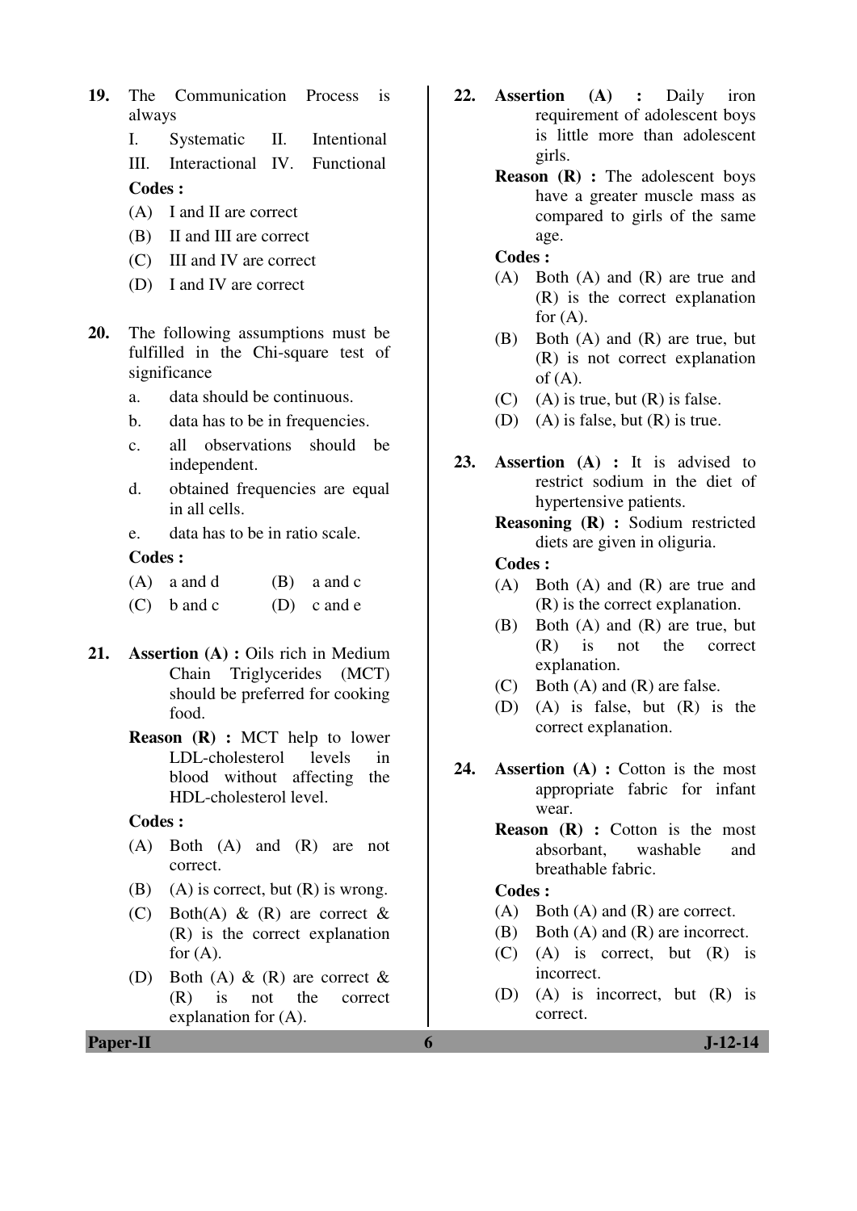19. The Communication Process is always

    I. Systematic II. Intentional

    III. Interactional IV. Functional

    **Codes :**

    (A) I and II are correct

    (B) II and III are correct

    (C) III and IV are correct

    (D) I and IV are correct

20. The following assumptions must be fulfilled in the Chi-square test of significance

    a. data should be continuous.

    b. data has to be in frequencies.

    c. all observations should be independent.

    d. obtained frequencies are equal in all cells.

    e. data has to be in ratio scale.

    **Codes :**

    (A) a and d (B) a and c

    (C) b and c (D) c and e

21. **Assertion (A) :** Oils rich in Medium Chain Triglycerides (MCT) should be preferred for cooking food.

    **Reason (R) :** MCT help to lower LDL-cholesterol levels in blood without affecting the HDL-cholesterol level.

    **Codes :**

    (A) Both (A) and (R) are not correct.

    (B) (A) is correct, but (R) is wrong.

    (C) Both(A) & (R) are correct & (R) is the correct explanation for (A).

    (D) Both (A) & (R) are correct & (R) is not the correct explanation for (A).

22. **Assertion (A) :** Daily iron requirement of adolescent boys is little more than adolescent girls.

    **Reason (R) :** The adolescent boys have a greater muscle mass as compared to girls of the same age.

    **Codes :**

    (A) Both (A) and (R) are true and (R) is the correct explanation for (A).

    (B) Both (A) and (R) are true, but (R) is not correct explanation of (A).

    (C) (A) is true, but (R) is false.

    (D) (A) is false, but (R) is true.

23. **Assertion (A) :** It is advised to restrict sodium in the diet of hypertensive patients.

    **Reasoning (R) :** Sodium restricted diets are given in oliguria.

    **Codes :**

    (A) Both (A) and (R) are true and (R) is the correct explanation.

    (B) Both (A) and (R) are true, but (R) is not the correct explanation.

    (C) Both (A) and (R) are false.

    (D) (A) is false, but (R) is the correct explanation.

24. **Assertion (A) :** Cotton is the most appropriate fabric for infant wear.

    **Reason (R) :** Cotton is the most absorbant, washable and breathable fabric.

    **Codes :**

    (A) Both (A) and (R) are correct.

    (B) Both (A) and (R) are incorrect.

    (C) (A) is correct, but (R) is incorrect.

    (D) (A) is incorrect, but (R) is correct.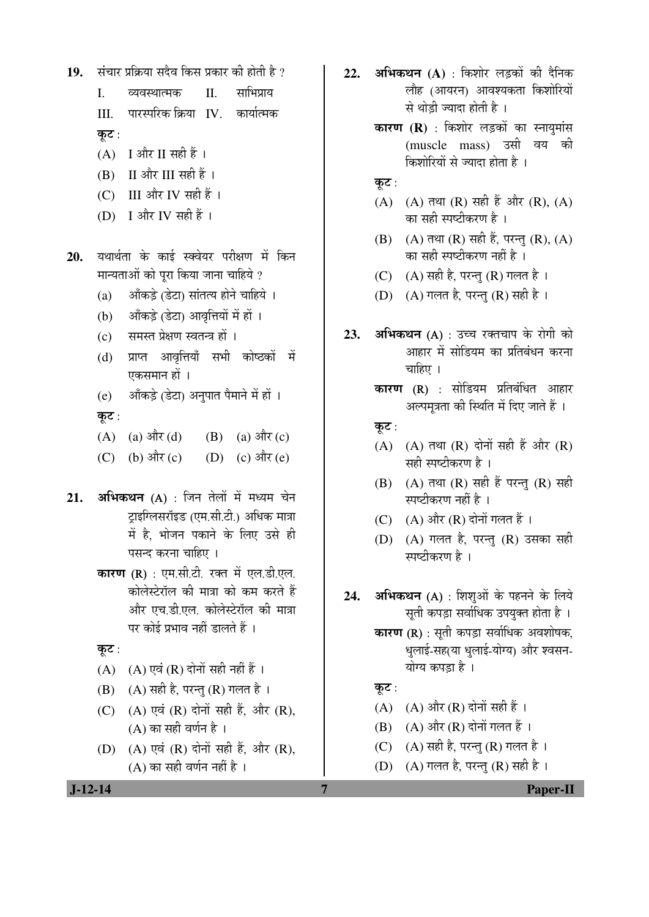19. संचार प्रक्रिया सदैव किस प्रकार की होती है ?

    I. व्यवस्थात्मक    II. साभिप्राय

    III. पारस्परिक क्रिया    IV. कार्यात्मक

    कूट :

    (A) I और II सही हैं ।

    (B) II और III सही हैं ।

    (C) III और IV सही हैं ।

    (D) I और IV सही हैं ।

20. यथार्थता के काई स्क्वेयर परीक्षण में किन मान्यताओं को पूरा किया जाना चाहिये ?

    (a) आँकड़े (डेटा) सांतत्य होने चाहिये ।

    (b) आँकड़े (डेटा) आवृत्तियों में हों ।

    (c) समस्त प्रेक्षण स्वतन्त्र हों ।

    (d) प्राप्त आवृत्तियाँ सभी कोष्ठकों में एकसमान हों ।

    (e) आँकड़े (डेटा) अनुपात पैमाने में हों ।

    कूट :

    (A) (a) और (d)    (B) (a) और (c)

    (C) (b) और (c)    (D) (c) और (e)

21. **अभिकथन (A)** : जिन तेलों में मध्यम चेन ट्राइग्लिसरॉइड (एम.सी.टी.) अधिक मात्रा में है, भोजन पकाने के लिए उसे ही पसन्द करना चाहिए ।

    **कारण (R)** : एम.सी.टी. रक्त में एल.डी.एल. कोलेस्टेरॉल की मात्रा को कम करते हैं और एच.डी.एल. कोलेस्टेरॉल की मात्रा पर कोई प्रभाव नहीं डालते हैं ।

    कूट :

    (A) (A) एवं (R) दोनों सही नहीं हैं ।

    (B) (A) सही है, परन्तु (R) गलत है ।

    (C) (A) एवं (R) दोनों सही हैं, और (R), (A) का सही वर्णन है ।

    (D) (A) एवं (R) दोनों सही हैं, और (R), (A) का सही वर्णन नहीं है ।

22. **अभिकथन (A)** : किशोर लड़कों की दैनिक लौह (आयरन) आवश्यकता किशोरियों से थोड़ी ज्यादा होती है ।

    **कारण (R)** : किशोर लड़कों का स्नायुमांस (muscle mass) उसी वय की किशोरियों से ज्यादा होता है ।

    कूट :

    (A) (A) तथा (R) सही हैं और (R), (A) का सही स्पष्टीकरण है ।

    (B) (A) तथा (R) सही हैं, परन्तु (R), (A) का सही स्पष्टीकरण नहीं है ।

    (C) (A) सही है, परन्तु (R) गलत है ।

    (D) (A) गलत है, परन्तु (R) सही है ।

23. **अभिकथन (A)** : उच्च रक्तचाप के रोगी को आहार में सोडियम का प्रतिबंधन करना चाहिए ।

    **कारण (R)** : सोडियम प्रतिबंधित आहार अल्पमूत्रता की स्थिति में दिए जाते हैं ।

    कूट :

    (A) (A) तथा (R) दोनों सही हैं और (R) सही स्पष्टीकरण है ।

    (B) (A) तथा (R) सही हैं परन्तु (R) सही स्पष्टीकरण नहीं है ।

    (C) (A) और (R) दोनों गलत हैं ।

    (D) (A) गलत है, परन्तु (R) उसका सही स्पष्टीकरण है ।

24. **अभिकथन (A)** : शिशुओं के पहनने के लिये सूती कपड़ा सर्वाधिक उपयुक्त होता है ।

    **कारण (R)** : सूती कपड़ा सर्वाधिक अवशोषक, धुलाई-सह(या धुलाई-योग्य) और श्वसन-योग्य कपड़ा है ।

    कूट :

    (A) (A) और (R) दोनों सही हैं ।

    (B) (A) और (R) दोनों गलत हैं ।

    (C) (A) सही है, परन्तु (R) गलत है ।

    (D) (A) गलत है, परन्तु (R) सही है ।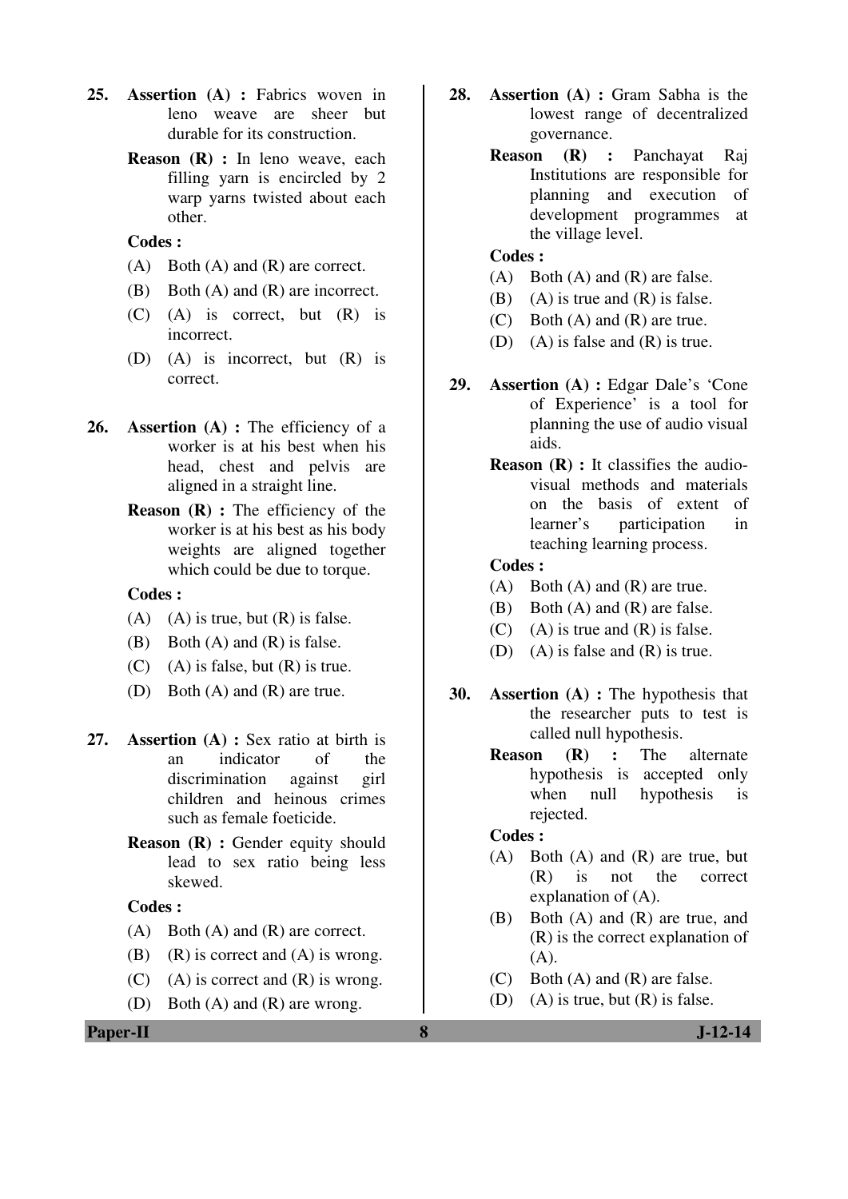**25.** **Assertion (A) :** Fabrics woven in leno weave are sheer but durable for its construction.

**Reason (R) :** In leno weave, each filling yarn is encircled by 2 warp yarns twisted about each other.

**Codes :**

(A) Both (A) and (R) are correct.

(B) Both (A) and (R) are incorrect.

(C) (A) is correct, but (R) is incorrect.

(D) (A) is incorrect, but (R) is correct.

**26.** **Assertion (A) :** The efficiency of a worker is at his best when his head, chest and pelvis are aligned in a straight line.

**Reason (R) :** The efficiency of the worker is at his best as his body weights are aligned together which could be due to torque.

**Codes :**

(A) (A) is true, but (R) is false.

(B) Both (A) and (R) is false.

(C) (A) is false, but (R) is true.

(D) Both (A) and (R) are true.

**27.** **Assertion (A) :** Sex ratio at birth is an indicator of the discrimination against girl children and heinous crimes such as female foeticide.

**Reason (R) :** Gender equity should lead to sex ratio being less skewed.

**Codes :**

(A) Both (A) and (R) are correct.

(B) (R) is correct and (A) is wrong.

(C) (A) is correct and (R) is wrong.

(D) Both (A) and (R) are wrong.

**28.** **Assertion (A) :** Gram Sabha is the lowest range of decentralized governance.

**Reason (R) :** Panchayat Raj Institutions are responsible for planning and execution of development programmes at the village level.

**Codes :**

(A) Both (A) and (R) are false.

(B) (A) is true and (R) is false.

(C) Both (A) and (R) are true.

(D) (A) is false and (R) is true.

**29.** **Assertion (A) :** Edgar Dale's 'Cone of Experience' is a tool for planning the use of audio visual aids.

**Reason (R) :** It classifies the audio-visual methods and materials on the basis of extent of learner's participation in teaching learning process.

**Codes :**

(A) Both (A) and (R) are true.

(B) Both (A) and (R) are false.

(C) (A) is true and (R) is false.

(D) (A) is false and (R) is true.

**30.** **Assertion (A) :** The hypothesis that the researcher puts to test is called null hypothesis.

**Reason (R) :** The alternate hypothesis is accepted only when null hypothesis is rejected.

**Codes :**

(A) Both (A) and (R) are true, but (R) is not the correct explanation of (A).

(B) Both (A) and (R) are true, and (R) is the correct explanation of (A).

(C) Both (A) and (R) are false.

(D) (A) is true, but (R) is false.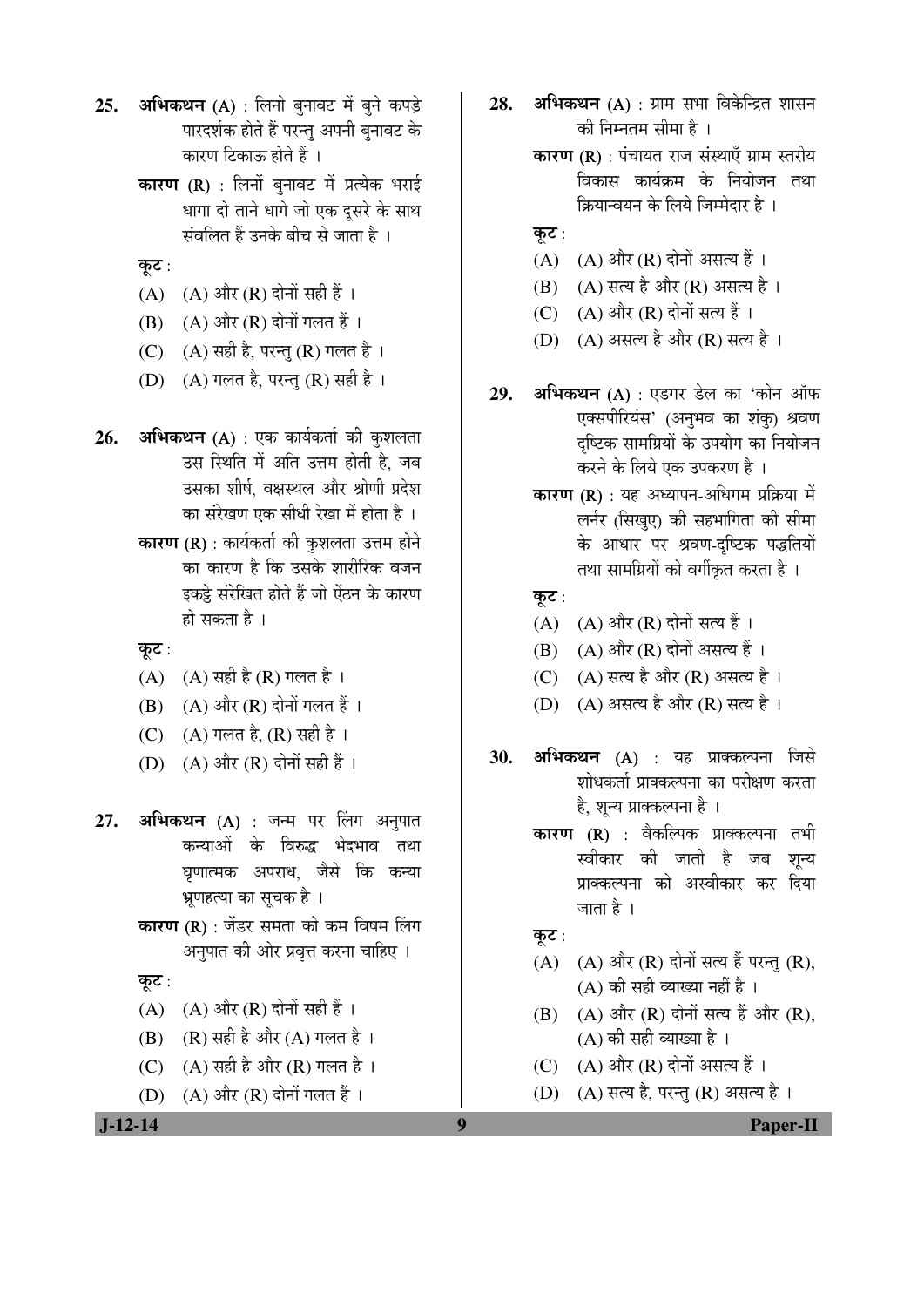**25.** **अभिकथन (A)** : लिनो बुनावट में बुने कपड़े पारदर्शक होते हैं परन्तु अपनी बुनावट के कारण टिकाऊ होते हैं ।

**कारण (R)** : लिनों बुनावट में प्रत्येक भराई धागा दो ताने धागे जो एक दूसरे के साथ संवलित हैं उनके बीच से जाता है ।

**कूट** :

(A) (A) और (R) दोनों सही हैं ।

(B) (A) और (R) दोनों गलत हैं ।

(C) (A) सही है, परन्तु (R) गलत है ।

(D) (A) गलत है, परन्तु (R) सही है ।

**26.** **अभिकथन (A)** : एक कार्यकर्ता की कुशलता उस स्थिति में अति उत्तम होती है, जब उसका शीर्ष, वक्षस्थल और श्रोणी प्रदेश का संरेखण एक सीधी रेखा में होता है ।

**कारण (R)** : कार्यकर्ता की कुशलता उत्तम होने का कारण है कि उसके शारीरिक वजन इकट्ठे संरेखित होते हैं जो ऐंठन के कारण हो सकता है ।

**कूट** :

(A) (A) सही है (R) गलत है ।

(B) (A) और (R) दोनों गलत हैं ।

(C) (A) गलत है, (R) सही है ।

(D) (A) और (R) दोनों सही हैं ।

**27.** **अभिकथन (A)** : जन्म पर लिंग अनुपात कन्याओं के विरुद्ध भेदभाव तथा घृणात्मक अपराध, जैसे कि कन्या भ्रूणहत्या का सूचक है ।

**कारण (R)** : जेंडर समता को कम विषम लिंग अनुपात की ओर प्रवृत्त करना चाहिए ।

**कूट** :

(A) (A) और (R) दोनों सही हैं ।

(B) (R) सही है और (A) गलत है ।

(C) (A) सही है और (R) गलत है ।

(D) (A) और (R) दोनों गलत हैं ।

**28.** **अभिकथन (A)** : ग्राम सभा विकेन्द्रित शासन की निम्नतम सीमा है ।

**कारण (R)** : पंचायत राज संस्थाएँ ग्राम स्तरीय विकास कार्यक्रम के नियोजन तथा क्रियान्वयन के लिये जिम्मेदार है ।

**कूट** :

(A) (A) और (R) दोनों असत्य हैं ।

(B) (A) सत्य है और (R) असत्य है ।

(C) (A) और (R) दोनों सत्य हैं ।

(D) (A) असत्य है और (R) सत्य है ।

**29.** **अभिकथन (A)** : एडगर डेल का 'कोन ऑफ एक्सपीरियंस' (अनुभव का शंकु) श्रवण दृष्टिक सामग्रियों के उपयोग का नियोजन करने के लिये एक उपकरण है ।

**कारण (R)** : यह अध्यापन-अधिगम प्रक्रिया में लर्नर (सिखुए) की सहभागिता की सीमा के आधार पर श्रवण-दृष्टिक पद्धतियों तथा सामग्रियों को वर्गीकृत करता है ।

**कूट** :

(A) (A) और (R) दोनों सत्य हैं ।

(B) (A) और (R) दोनों असत्य हैं ।

(C) (A) सत्य है और (R) असत्य है ।

(D) (A) असत्य है और (R) सत्य है ।

**30.** **अभिकथन (A)** : यह प्राक्कल्पना जिसे शोधकर्ता प्राक्कल्पना का परीक्षण करता है, शून्य प्राक्कल्पना है ।

**कारण (R)** : वैकल्पिक प्राक्कल्पना तभी स्वीकार की जाती है जब शून्य प्राक्कल्पना को अस्वीकार कर दिया जाता है ।

**कूट** :

(A) (A) और (R) दोनों सत्य हैं परन्तु (R), (A) की सही व्याख्या नहीं है ।

(B) (A) और (R) दोनों सत्य हैं और (R), (A) की सही व्याख्या है ।

(C) (A) और (R) दोनों असत्य हैं ।

(D) (A) सत्य है, परन्तु (R) असत्य है ।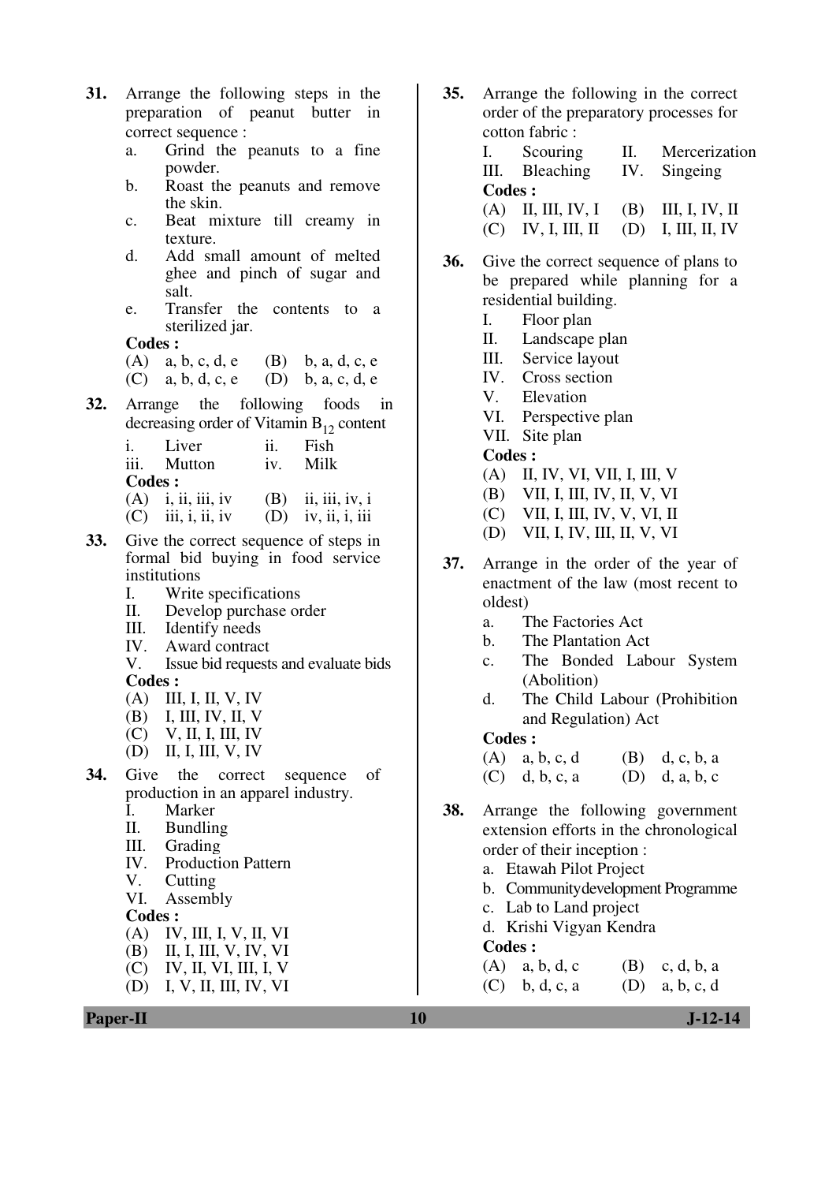**31.** Arrange the following steps in the preparation of peanut butter in correct sequence :

a. Grind the peanuts to a fine powder.
b. Roast the peanuts and remove the skin.
c. Beat mixture till creamy in texture.
d. Add small amount of melted ghee and pinch of sugar and salt.
e. Transfer the contents to a sterilized jar.

**Codes :**

(A) a, b, c, d, e (B) b, a, d, c, e
(C) a, b, d, c, e (D) b, a, c, d, e

**32.** Arrange the following foods in decreasing order of Vitamin $B_{12}$ content

i. Liver ii. Fish
iii. Mutton iv. Milk

**Codes :**

(A) i, ii, iii, iv (B) ii, iii, iv, i
(C) iii, i, ii, iv (D) iv, ii, i, iii

**33.** Give the correct sequence of steps in formal bid buying in food service institutions

I. Write specifications
II. Develop purchase order
III. Identify needs
IV. Award contract
V. Issue bid requests and evaluate bids

**Codes :**

(A) III, I, II, V, IV
(B) I, III, IV, II, V
(C) V, II, I, III, IV
(D) II, I, III, V, IV

**34.** Give the correct sequence of production in an apparel industry.

I. Marker
II. Bundling
III. Grading
IV. Production Pattern
V. Cutting
VI. Assembly

**Codes :**

(A) IV, III, I, V, II, VI
(B) II, I, III, V, IV, VI
(C) IV, II, VI, III, I, V
(D) I, V, II, III, IV, VI

**35.** Arrange the following in the correct order of the preparatory processes for cotton fabric :

I. Scouring II. Mercerization
III. Bleaching IV. Singeing

**Codes :**

(A) II, III, IV, I (B) III, I, IV, II
(C) IV, I, III, II (D) I, III, II, IV

**36.** Give the correct sequence of plans to be prepared while planning for a residential building.

I. Floor plan
II. Landscape plan
III. Service layout
IV. Cross section
V. Elevation
VI. Perspective plan
VII. Site plan

**Codes :**

(A) II, IV, VI, VII, I, III, V
(B) VII, I, III, IV, II, V, VI
(C) VII, I, III, IV, V, VI, II
(D) VII, I, IV, III, II, V, VI

**37.** Arrange in the order of the year of enactment of the law (most recent to oldest)

a. The Factories Act
b. The Plantation Act
c. The Bonded Labour System (Abolition)
d. The Child Labour (Prohibition and Regulation) Act

**Codes :**

(A) a, b, c, d (B) d, c, b, a
(C) d, b, c, a (D) d, a, b, c

**38.** Arrange the following government extension efforts in the chronological order of their inception :

a. Etawah Pilot Project
b. Community development Programme
c. Lab to Land project
d. Krishi Vigyan Kendra

**Codes :**

(A) a, b, d, c (B) c, d, b, a
(C) b, d, c, a (D) a, b, c, d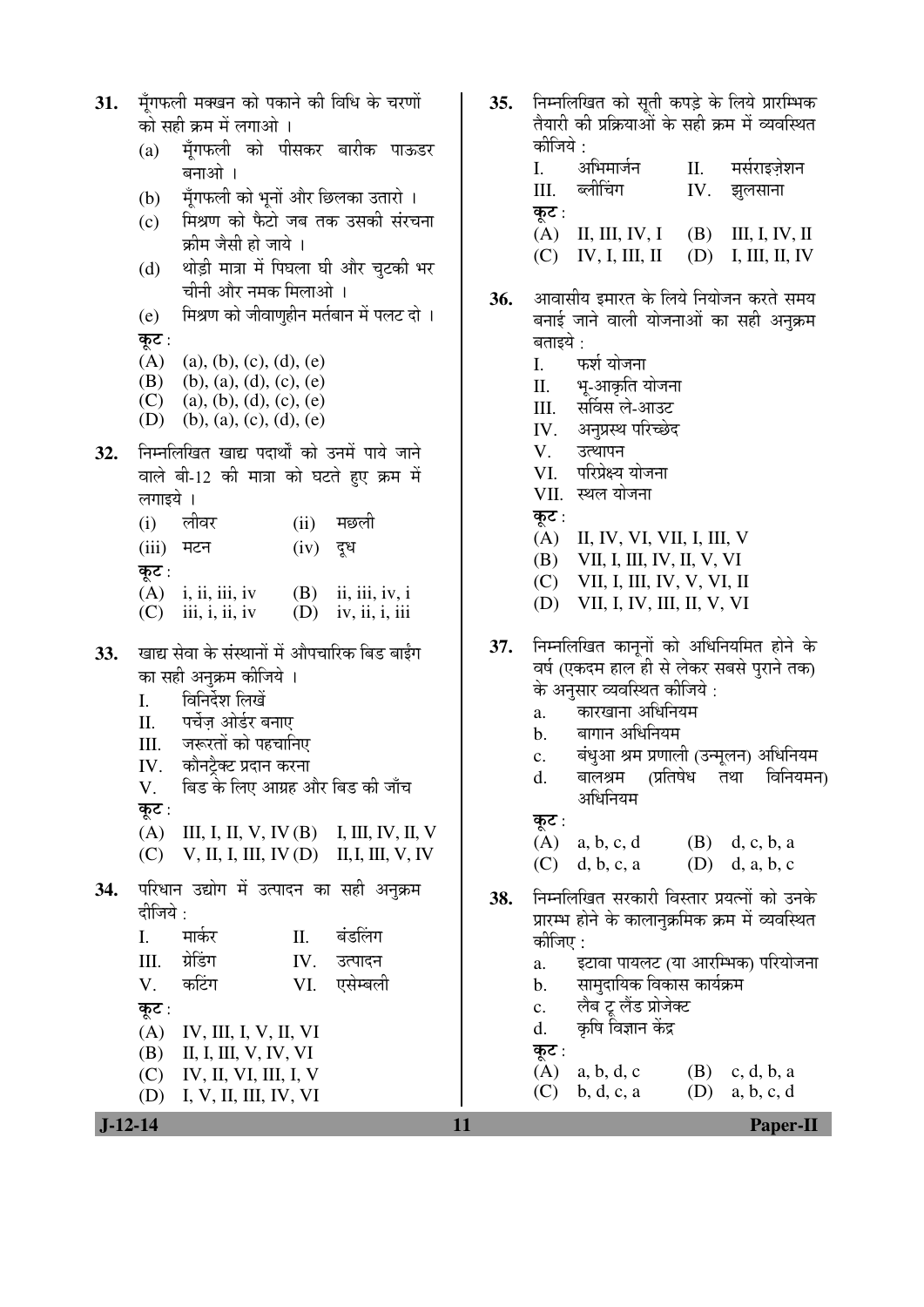**31.** मूँगफली मक्खन को पकाने की विधि के चरणों को सही क्रम में लगाओ ।

(a) मूँगफली को पीसकर बारीक पाऊडर बनाओ ।

(b) मूँगफली को भूनों और छिलका उतारो ।

(c) मिश्रण को फैटो जब तक उसकी संरचना क्रीम जैसी हो जाये ।

(d) थोड़ी मात्रा में पिघला घी और चुटकी भर चीनी और नमक मिलाओ ।

(e) मिश्रण को जीवाणुहीन मर्तबान में पलट दो ।

**कूट :**

(A) (a), (b), (c), (d), (e)

(B) (b), (a), (d), (c), (e)

(C) (a), (b), (d), (c), (e)

(D) (b), (a), (c), (d), (e)

**32.** निम्नलिखित खाद्य पदार्थों को उनमें पाये जाने वाले बी-12 की मात्रा को घटते हुए क्रम में लगाइये ।

(i) लीवर (ii) मछली

(iii) मटन (iv) दूध

**कूट :**

(A) i, ii, iii, iv (B) ii, iii, iv, i

(C) iii, i, ii, iv (D) iv, ii, i, iii

**33.** खाद्य सेवा के संस्थानों में औपचारिक बिड बाईंग का सही अनुक्रम कीजिये ।

I. विनिर्देश लिखें

II. पर्चेज़ ओर्डर बनाए

III. जरूरतों को पहचानिए

IV. कौनट्रैक्ट प्रदान करना

V. बिड के लिए आग्रह और बिड की जाँच

**कूट :**

(A) III, I, II, V, IV (B) I, III, IV, II, V

(C) V, II, I, III, IV (D) II, I, III, V, IV

**34.** परिधान उद्योग में उत्पादन का सही अनुक्रम दीजिये :

I. मार्कर II. बंडलिंग

III. ग्रेडिंग IV. उत्पादन

V. कटिंग VI. एसेम्बली

**कूट :**

(A) IV, III, I, V, II, VI

(B) II, I, III, V, IV, VI

(C) IV, II, VI, III, I, V

(D) I, V, II, III, IV, VI

**35.** निम्नलिखित को सूती कपड़े के लिये प्रारम्भिक तैयारी की प्रक्रियाओं के सही क्रम में व्यवस्थित कीजिये :

I. अभिमार्जन II. मर्सराइज़ेशन

III. ब्लीचिंग IV. झुलसाना

**कूट :**

(A) II, III, IV, I (B) III, I, IV, II

(C) IV, I, III, II (D) I, III, II, IV

**36.** आवासीय इमारत के लिये नियोजन करते समय बनाई जाने वाली योजनाओं का सही अनुक्रम बताइये :

I. फर्श योजना

II. भू-आकृति योजना

III. सर्विस ले-आउट

IV. अनुप्रस्थ परिच्छेद

V. उत्थापन

VI. परिप्रेक्ष्य योजना

VII. स्थल योजना

**कूट :**

(A) II, IV, VI, VII, I, III, V

(B) VII, I, III, IV, II, V, VI

(C) VII, I, III, IV, V, VI, II

(D) VII, I, IV, III, II, V, VI

**37.** निम्नलिखित कानूनों को अधिनियमित होने के वर्ष (एकदम हाल ही से लेकर सबसे पुराने तक) के अनुसार व्यवस्थित कीजिये :

a. कारखाना अधिनियम

b. बागान अधिनियम

c. बंधुआ श्रम प्रणाली (उन्मूलन) अधिनियम

d. बालश्रम (प्रतिषेध तथा विनियमन) अधिनियम

**कूट :**

(A) a, b, c, d (B) d, c, b, a

(C) d, b, c, a (D) d, a, b, c

**38.** निम्नलिखित सरकारी विस्तार प्रयत्नों को उनके प्रारम्भ होने के कालानुक्रमिक क्रम में व्यवस्थित कीजिए :

a. इटावा पायलट (या आरम्भिक) परियोजना

b. सामुदायिक विकास कार्यक्रम

c. लैब टू लैंड प्रोजेक्ट

d. कृषि विज्ञान केंद्र

**कूट :**

(A) a, b, d, c (B) c, d, b, a

(C) b, d, c, a (D) a, b, c, d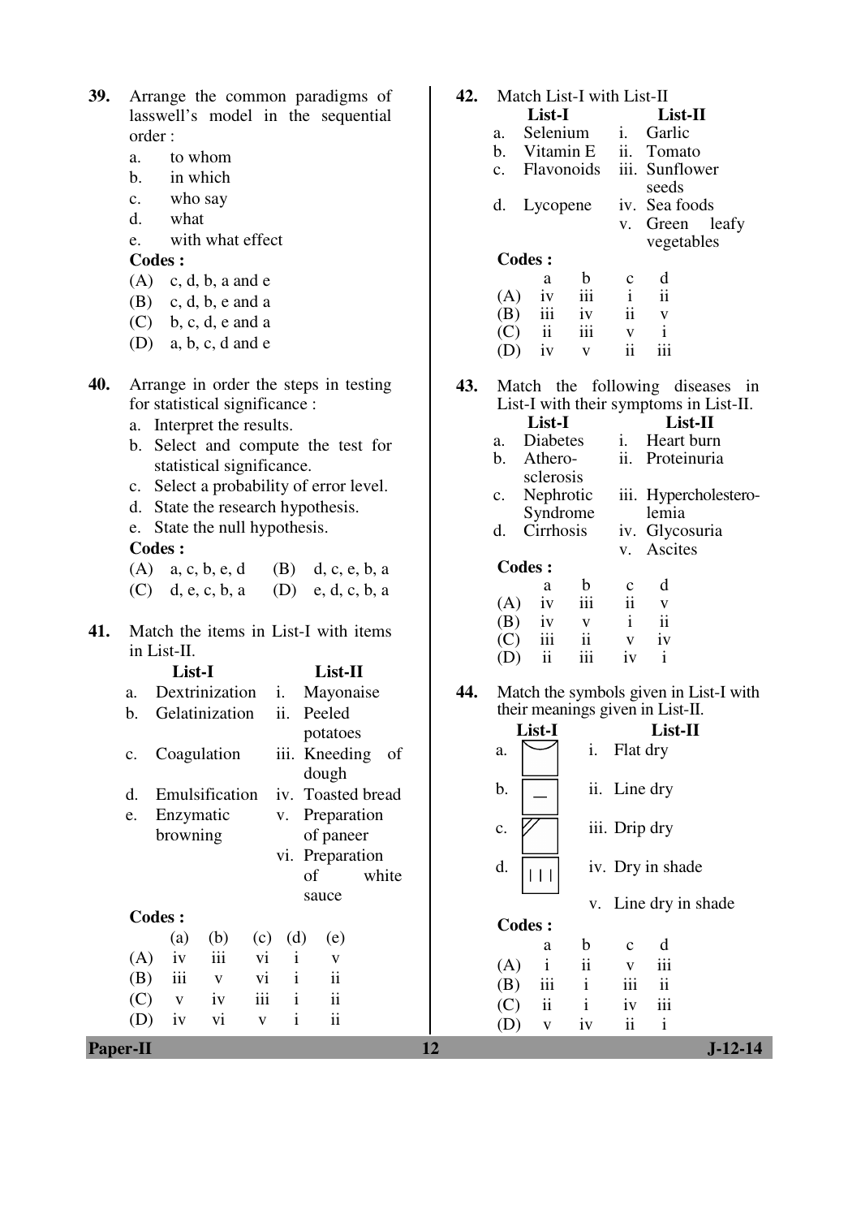**39.** Arrange the common paradigms of lasswell's model in the sequential order :

a. to whom
b. in which
c. who say
d. what
e. with what effect

**Codes :**

(A) c, d, b, a and e
(B) c, d, b, e and a
(C) b, c, d, e and a
(D) a, b, c, d and e

**40.** Arrange in order the steps in testing for statistical significance :

a. Interpret the results.
b. Select and compute the test for statistical significance.
c. Select a probability of error level.
d. State the research hypothesis.
e. State the null hypothesis.

**Codes :**

(A) a, c, b, e, d
(B) d, c, e, b, a
(C) d, e, c, b, a
(D) e, d, c, b, a

**41.** Match the items in List-I with items in List-II.

| | List-I | | List-II |
|---|---|---|---|
| a. | Dextrinization | i. | Mayonaise |
| b. | Gelatinization | ii. | Peeled potatoes |
| c. | Coagulation | iii. | Kneeding of dough |
| d. | Emulsification | iv. | Toasted bread |
| e. | Enzymatic browning | v. | Preparation of paneer |
| | | vi. | Preparation of white sauce |

**Codes :**

| | (a) | (b) | (c) | (d) | (e) |
|---|---|---|---|---|---|
| (A) | iv | iii | vi | i | v |
| (B) | iii | v | vi | i | ii |
| (C) | v | iv | iii | i | ii |
| (D) | iv | vi | v | i | ii |

**42.** Match List-I with List-II

| | List-I | | List-II |
|---|---|---|---|
| a. | Selenium | i. | Garlic |
| b. | Vitamin E | ii. | Tomato |
| c. | Flavonoids | iii. | Sunflower seeds |
| d. | Lycopene | iv. | Sea foods |
| | | v. | Green leafy vegetables |

**Codes :**

| | a | b | c | d |
|---|---|---|---|---|
| (A) | iv | iii | i | ii |
| (B) | iii | iv | ii | v |
| (C) | ii | iii | v | i |
| (D) | iv | v | ii | iii |

**43.** Match the following diseases in List-I with their symptoms in List-II.

| | List-I | | List-II |
|---|---|---|---|
| a. | Diabetes | i. | Heart burn |
| b. | Athero-sclerosis | ii. | Proteinuria |
| c. | Nephrotic Syndrome | iii. | Hypercholestero-lemia |
| d. | Cirrhosis | iv. | Glycosuria |
| | | v. | Ascites |

**Codes :**

| | a | b | c | d |
|---|---|---|---|---|
| (A) | iv | iii | ii | v |
| (B) | iv | v | i | ii |
| (C) | iii | ii | v | iv |
| (D) | ii | iii | iv | i |

**44.** Match the symbols given in List-I with their meanings given in List-II.

| List-I | | List-II |
|---|---|---|
| a. | (symbol) | i. Flat dry |
| b. | (symbol) | ii. Line dry |
| c. | (symbol) | iii. Drip dry |
| d. | (symbol) | iv. Dry in shade |
| | | v. Line dry in shade |

**Codes :**

| | a | b | c | d |
|---|---|---|---|---|
| (A) | i | ii | v | iii |
| (B) | iii | i | iii | ii |
| (C) | ii | i | iv | iii |
| (D) | v | iv | ii | i |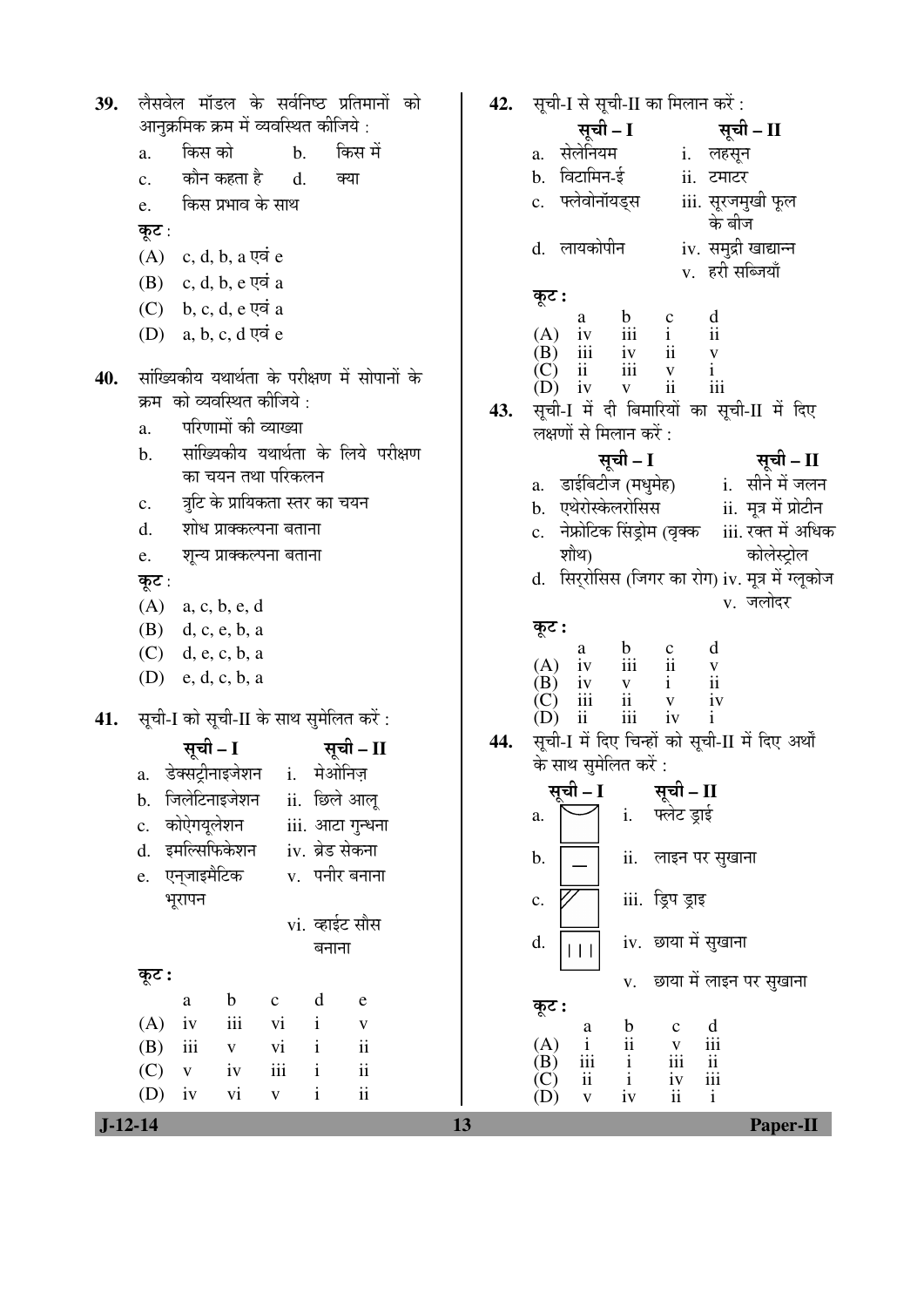**39.** लैसवेल मॉडल के सर्वनिष्ठ प्रतिमानों को आनुक्रमिक क्रम में व्यवस्थित कीजिये :

a. किस को
b. किस में
c. कौन कहता है
d. क्या
e. किस प्रभाव के साथ

**कूट :**

(A) c, d, b, a एवं e
(B) c, d, b, e एवं a
(C) b, c, d, e एवं a
(D) a, b, c, d एवं e

**40.** सांख्यिकीय यथार्थता के परीक्षण में सोपानों के क्रम को व्यवस्थित कीजिये :

a. परिणामों की व्याख्या
b. सांख्यिकीय यथार्थता के लिये परीक्षण का चयन तथा परिकलन
c. त्रुटि के प्रायिकता स्तर का चयन
d. शोध प्राक्कल्पना बताना
e. शून्य प्राक्कल्पना बताना

**कूट :**

(A) a, c, b, e, d
(B) d, c, e, b, a
(C) d, e, c, b, a
(D) e, d, c, b, a

**41.** सूची-I को सूची-II के साथ सुमेलित करें :

| सूची – I | सूची – II |
|---|---|
| a. डेक्सट्रीनाइजेशन | i. मेओनिज़ |
| b. जिलेटिनाइजेशन | ii. छिले आलू |
| c. कोऐगयूलेशन | iii. आटा गुन्धना |
| d. इमल्सिफिकेशन | iv. ब्रेड सेकना |
| e. एन्ज़ाइमैटिक भूरापन | v. पनीर बनाना |
| | vi. व्हाईट सौस बनाना |

**कूट :**

| | a | b | c | d | e |
|---|---|---|---|---|---|
| (A) | iv | iii | vi | i | v |
| (B) | iii | v | vi | i | ii |
| (C) | v | iv | iii | i | ii |
| (D) | iv | vi | v | i | ii |

**42.** सूची-I से सूची-II का मिलान करें :

| सूची – I | सूची – II |
|---|---|
| a. सेलेनियम | i. लहसून |
| b. विटामिन-ई | ii. टमाटर |
| c. फ्लेवोनॉयड्स | iii. सूरजमुखी फूल के बीज |
| d. लायकोपीन | iv. समुद्री खाद्यान्न |
| | v. हरी सब्जियाँ |

**कूट :**

| | a | b | c | d |
|---|---|---|---|---|
| (A) | iv | iii | i | ii |
| (B) | iii | iv | ii | v |
| (C) | ii | iii | v | i |
| (D) | iv | v | ii | iii |

**43.** सूची-I में दी बिमारियों का सूची-II में दिए लक्षणों से मिलान करें :

| सूची – I | सूची – II |
|---|---|
| a. डाईबिटीज (मधुमेह) | i. सीने में जलन |
| b. एथेरोस्केलरोसिस | ii. मूत्र में प्रोटीन |
| c. नेफ्रोटिक सिंड्रोम (वृक्क शोथ) | iii. रक्त में अधिक कोलेस्ट्रोल |
| d. सिर्रोसिस (जिगर का रोग) | iv. मूत्र में ग्लूकोज |
| | v. जलोदर |

**कूट :**

| | a | b | c | d |
|---|---|---|---|---|
| (A) | iv | iii | ii | v |
| (B) | iv | v | i | ii |
| (C) | iii | ii | v | iv |
| (D) | ii | iii | iv | i |

**44.** सूची-I में दिए चिन्हों को सूची-II में दिए अर्थों के साथ सुमेलित करें :

| सूची – I | सूची – II |
|---|---|
| a. | i. फ्लेट ड्राई |
| b. | ii. लाइन पर सुखाना |
| c. | iii. ड्रिप ड्राइ |
| d. | iv. छाया में सुखाना |
| | v. छाया में लाइन पर सुखाना |

**कूट :**

| | a | b | c | d |
|---|---|---|---|---|
| (A) | i | ii | v | iii |
| (B) | iii | i | iii | ii |
| (C) | ii | i | iv | iii |
| (D) | v | iv | ii | i |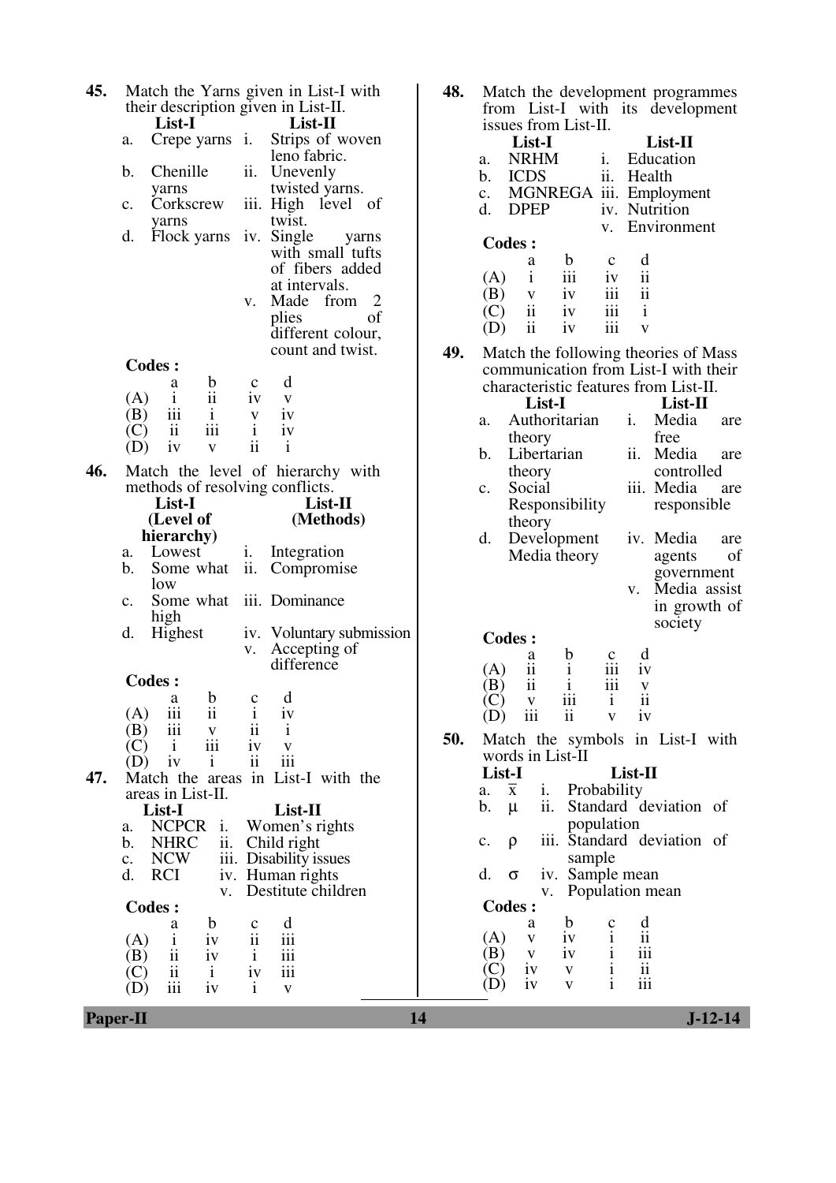**45.** Match the Yarns given in List-I with their description given in List-II.

| | List-I | | List-II |
|---|---|---|---|
| a. | Crepe yarns | i. | Strips of woven leno fabric. |
| b. | Chenille yarns | ii. | Unevenly twisted yarns. |
| c. | Corkscrew yarns | iii. | High level of twist. |
| d. | Flock yarns | iv. | Single yarns with small tufts of fibers added at intervals. |
| | | v. | Made from 2 plies of different colour, count and twist. |

**Codes :**

| | a | b | c | d |
|---|---|---|---|---|
| (A) | i | ii | iv | v |
| (B) | iii | i | v | iv |
| (C) | ii | iii | i | iv |
| (D) | iv | v | ii | i |

**46.** Match the level of hierarchy with methods of resolving conflicts.

| | List-I (Level of hierarchy) | | List-II (Methods) |
|---|---|---|---|
| a. | Lowest | i. | Integration |
| b. | Some what low | ii. | Compromise |
| c. | Some what high | iii. | Dominance |
| d. | Highest | iv. | Voluntary submission |
| | | v. | Accepting of difference |

**Codes :**

| | a | b | c | d |
|---|---|---|---|---|
| (A) | iii | ii | i | iv |
| (B) | iii | v | ii | i |
| (C) | i | iii | iv | v |
| (D) | iv | i | ii | iii |

**47.** Match the areas in List-I with the areas in List-II.

| | List-I | | List-II |
|---|---|---|---|
| a. | NCPCR | i. | Women's rights |
| b. | NHRC | ii. | Child right |
| c. | NCW | iii. | Disability issues |
| d. | RCI | iv. | Human rights |
| | | v. | Destitute children |

**Codes :**

| | a | b | c | d |
|---|---|---|---|---|
| (A) | i | iv | ii | iii |
| (B) | ii | iv | i | iii |
| (C) | ii | i | iv | iii |
| (D) | iii | iv | i | v |

**48.** Match the development programmes from List-I with its development issues from List-II.

| | List-I | | List-II |
|---|---|---|---|
| a. | NRHM | i. | Education |
| b. | ICDS | ii. | Health |
| c. | MGNREGA | iii. | Employment |
| d. | DPEP | iv. | Nutrition |
| | | v. | Environment |

**Codes :**

| | a | b | c | d |
|---|---|---|---|---|
| (A) | i | iii | iv | ii |
| (B) | v | iv | iii | ii |
| (C) | ii | iv | iii | i |
| (D) | ii | iv | iii | v |

**49.** Match the following theories of Mass communication from List-I with their characteristic features from List-II.

| | List-I | | List-II |
|---|---|---|---|
| a. | Authoritarian theory | i. | Media are free |
| b. | Libertarian theory | ii. | Media are controlled |
| c. | Social Responsibility theory | iii. | Media are responsible |
| d. | Development Media theory | iv. | Media are agents of government |
| | | v. | Media assist in growth of society |

**Codes :**

| | a | b | c | d |
|---|---|---|---|---|
| (A) | ii | i | iii | iv |
| (B) | ii | i | iii | v |
| (C) | v | iii | i | ii |
| (D) | iii | ii | v | iv |

**50.** Match the symbols in List-I with words in List-II

| | List-I | | List-II |
|---|---|---|---|
| a. | $\bar{x}$ | i. | Probability |
| b. | $\mu$ | ii. | Standard deviation of population |
| c. | $\rho$ | iii. | Standard deviation of sample |
| d. | $\sigma$ | iv. | Sample mean |
| | | v. | Population mean |

**Codes :**

| | a | b | c | d |
|---|---|---|---|---|
| (A) | v | iv | i | ii |
| (B) | v | iv | i | iii |
| (C) | iv | v | i | ii |
| (D) | iv | v | i | iii |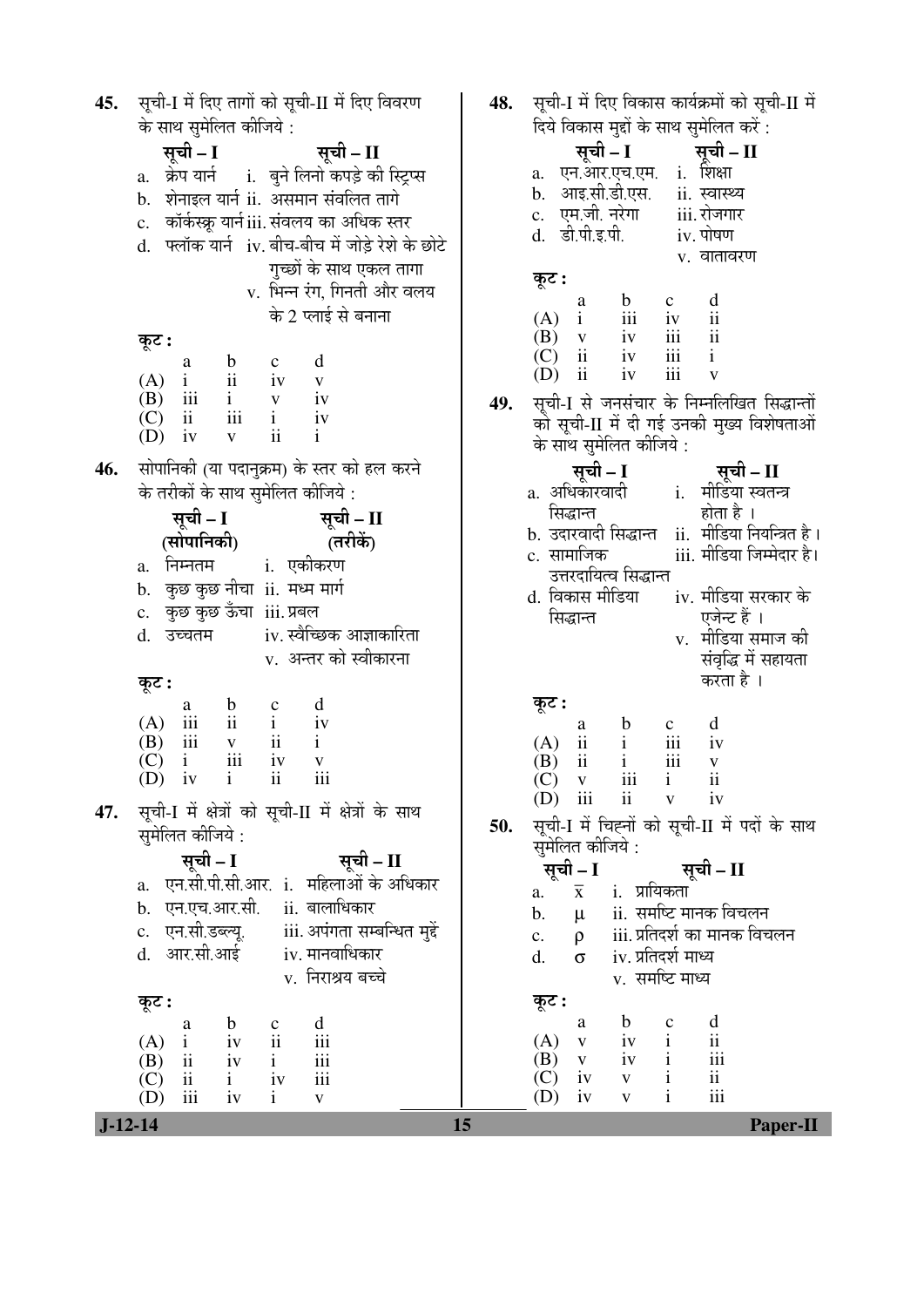45. सूची-I में दिए तागों को सूची-II में दिए विवरण के साथ सुमेलित कीजिये :

| सूची – I | सूची – II |
|---|---|
| a. क्रेप यार्न | i. बुने लिनो कपड़े की स्ट्रिप्स |
| b. शेनाइल यार्न | ii. असमान संवलित तागे |
| c. कॉर्कस्क्रू यार्न | iii. संवलय का अधिक स्तर |
| d. फ्लॉक यार्न | iv. बीच-बीच में जोड़े रेशे के छोटे गुच्छों के साथ एकल तागा |
| | v. भिन्न रंग, गिनती और वलय के 2 प्लाई से बनाना |

**कूट :**

| | a | b | c | d |
|---|---|---|---|---|
| (A) | i | ii | iv | v |
| (B) | iii | i | v | iv |
| (C) | ii | iii | i | iv |
| (D) | iv | v | ii | i |

46. सोपानिकी (या पदानुक्रम) के स्तर को हल करने के तरीकों के साथ सुमेलित कीजिये :

| सूची – I (सोपानिकी) | सूची – II (तरीके) |
|---|---|
| a. निम्नतम | i. एकीकरण |
| b. कुछ कुछ नीचा | ii. मध्म मार्ग |
| c. कुछ कुछ ऊँचा | iii. प्रबल |
| d. उच्चतम | iv. स्वैच्छिक आज्ञाकारिता |
| | v. अन्तर को स्वीकारना |

**कूट :**

| | a | b | c | d |
|---|---|---|---|---|
| (A) | iii | ii | i | iv |
| (B) | iii | v | ii | i |
| (C) | i | iii | iv | v |
| (D) | iv | i | ii | iii |

47. सूची-I में क्षेत्रों को सूची-II में क्षेत्रों के साथ सुमेलित कीजिये :

| सूची – I | सूची – II |
|---|---|
| a. एन.सी.पी.सी.आर. | i. महिलाओं के अधिकार |
| b. एन.एच.आर.सी. | ii. बालाधिकार |
| c. एन.सी.डब्ल्यू. | iii. अपंगता सम्बन्धित मुद्दें |
| d. आर.सी.आई | iv. मानवाधिकार |
| | v. निराश्रय बच्चे |

**कूट :**

| | a | b | c | d |
|---|---|---|---|---|
| (A) | i | iv | ii | iii |
| (B) | ii | iv | i | iii |
| (C) | ii | i | iv | iii |
| (D) | iii | iv | i | v |

48. सूची-I में दिए विकास कार्यक्रमों को सूची-II में दिये विकास मुद्दों के साथ सुमेलित करें :

| सूची – I | सूची – II |
|---|---|
| a. एन.आर.एच.एम. | i. शिक्षा |
| b. आइ.सी.डी.एस. | ii. स्वास्थ्य |
| c. एम.जी. नरेगा | iii. रोजगार |
| d. डी.पी.इ.पी. | iv. पोषण |
| | v. वातावरण |

**कूट :**

| | a | b | c | d |
|---|---|---|---|---|
| (A) | i | iii | iv | ii |
| (B) | v | iv | iii | ii |
| (C) | ii | iv | iii | i |
| (D) | ii | iv | iii | v |

49. सूची-I से जनसंचार के निम्नलिखित सिद्धान्तों को सूची-II में दी गई उनकी मुख्य विशेषताओं के साथ सुमेलित कीजिये :

| सूची – I | सूची – II |
|---|---|
| a. अधिकारवादी सिद्धान्त | i. मीडिया स्वतन्त्र होता है । |
| b. उदारवादी सिद्धान्त | ii. मीडिया नियन्त्रित है । |
| c. सामाजिक उत्तरदायित्व सिद्धान्त | iii. मीडिया जिम्मेदार है। |
| d. विकास मीडिया सिद्धान्त | iv. मीडिया सरकार के एजेन्ट हैं । |
| | v. मीडिया समाज की संवृद्धि में सहायता करता है । |

**कूट :**

| | a | b | c | d |
|---|---|---|---|---|
| (A) | ii | i | iii | iv |
| (B) | ii | i | iii | v |
| (C) | v | iii | i | ii |
| (D) | iii | ii | v | iv |

50. सूची-I में चिह्नों को सूची-II में पदों के साथ सुमेलित कीजिये :

| सूची – I | सूची – II |
|---|---|
| a. $\bar{x}$ | i. प्रायिकता |
| b. $\mu$ | ii. समष्टि मानक विचलन |
| c. $\rho$ | iii. प्रतिदर्श का मानक विचलन |
| d. $\sigma$ | iv. प्रतिदर्श माध्य |
| | v. समष्टि माध्य |

**कूट :**

| | a | b | c | d |
|---|---|---|---|---|
| (A) | v | iv | i | ii |
| (B) | v | iv | i | iii |
| (C) | iv | v | i | ii |
| (D) | iv | v | i | iii |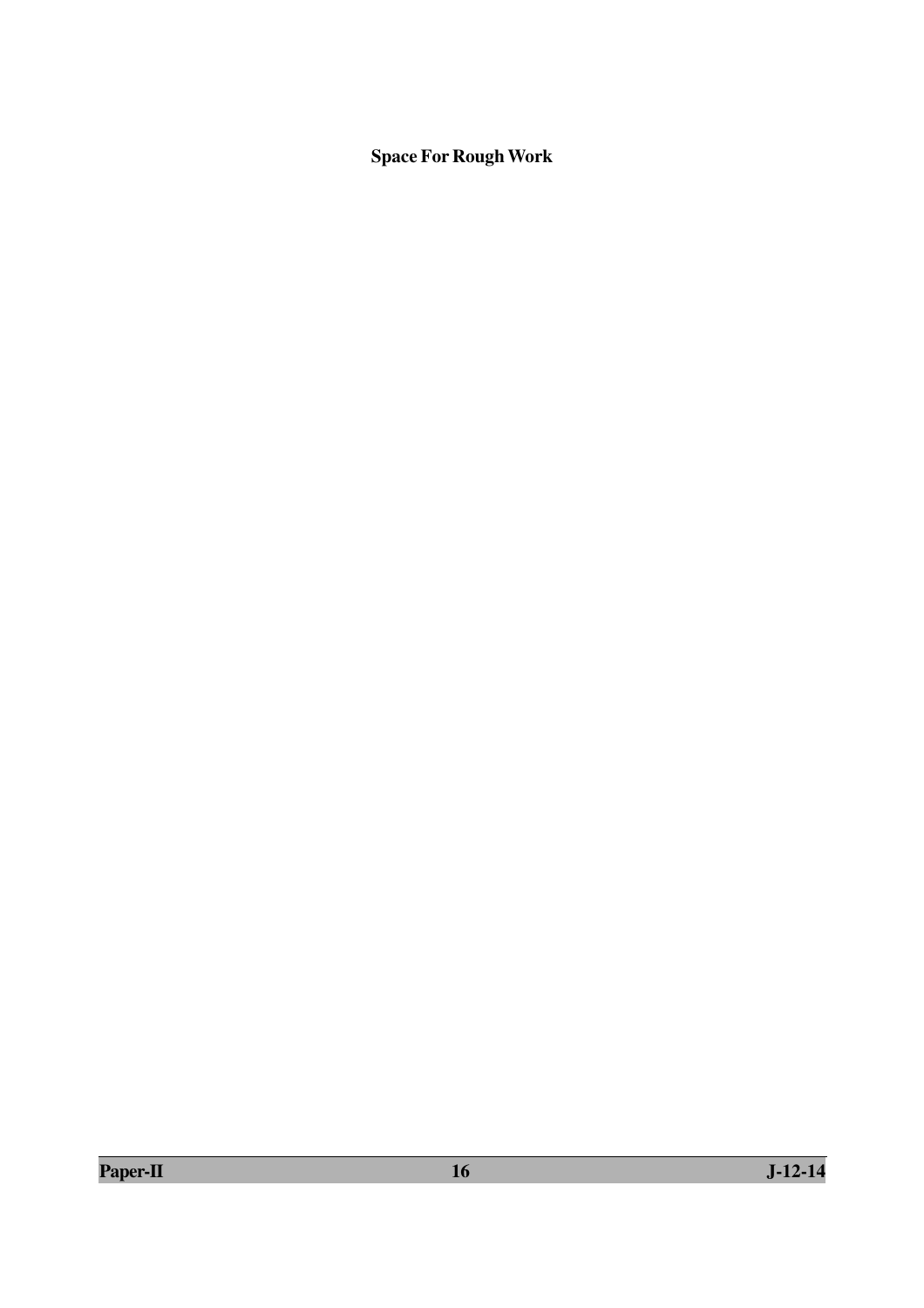**Space For Rough Work**